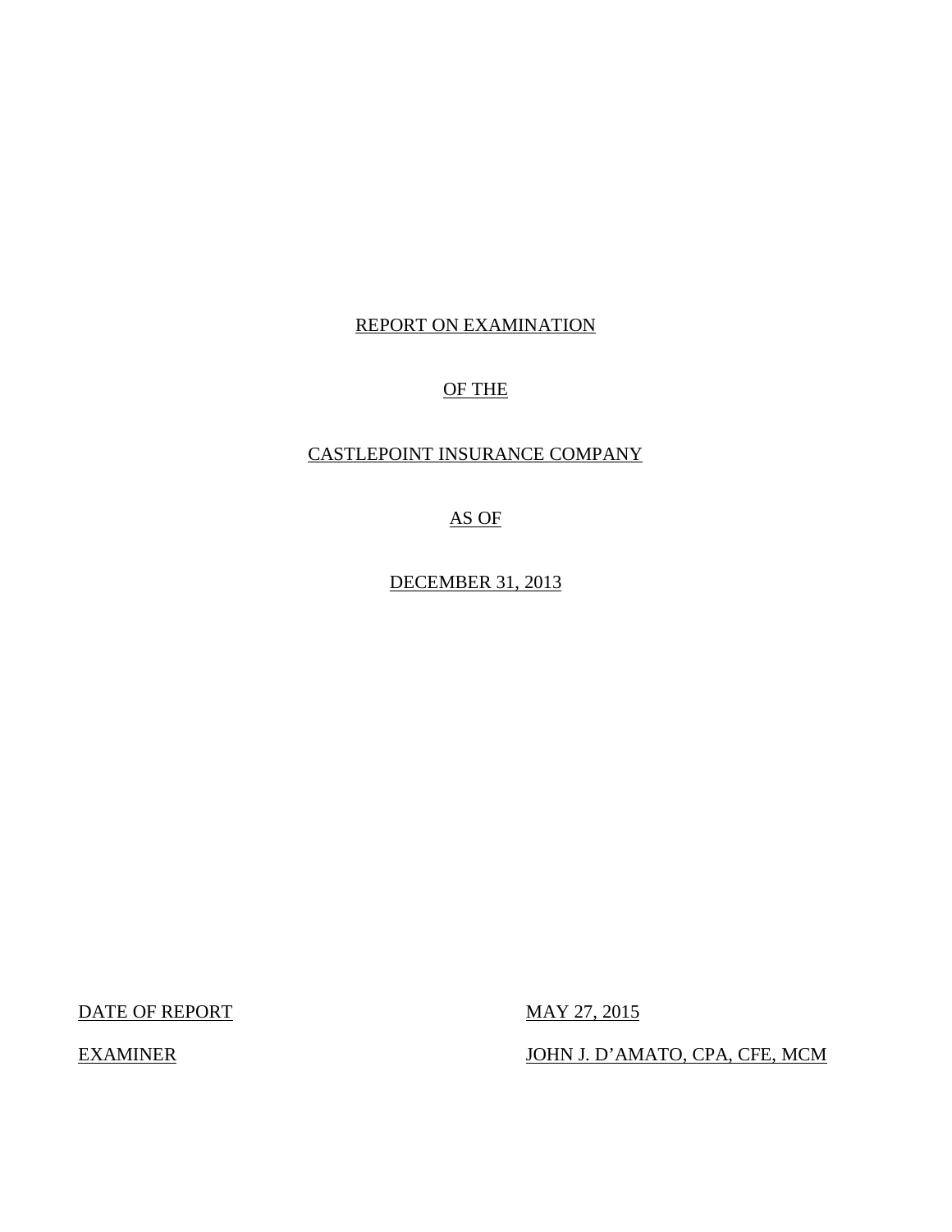# REPORT ON EXAMINATION

# OF THE

# CASTLEPOINT INSURANCE COMPANY

# AS OF

# DECEMBER 31, 2013

| DATE OF REPORT | MAY 27, 2015 |
|---|---|
| EXAMINER | JOHN J. D'AMATO, CPA, CFE, MCM |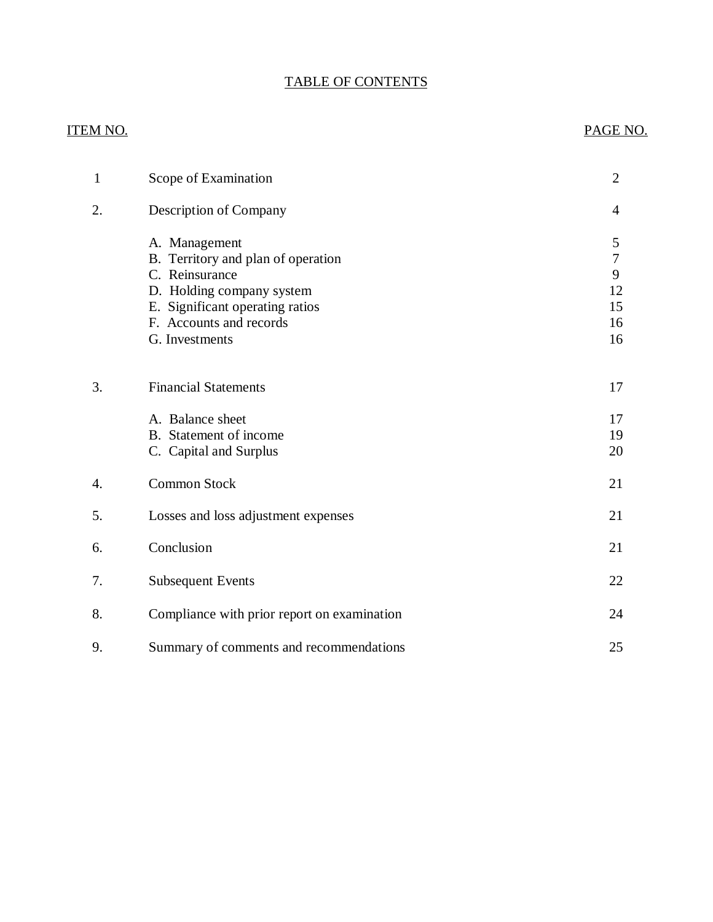# TABLE OF CONTENTS

| ITEM NO. | | PAGE NO. |
|---|---|---|
| 1 | Scope of Examination | 2 |
| 2. | Description of Company | 4 |
| | A. Management | 5 |
| | B. Territory and plan of operation | 7 |
| | C. Reinsurance | 9 |
| | D. Holding company system | 12 |
| | E. Significant operating ratios | 15 |
| | F. Accounts and records | 16 |
| | G. Investments | 16 |
| 3. | Financial Statements | 17 |
| | A. Balance sheet | 17 |
| | B. Statement of income | 19 |
| | C. Capital and Surplus | 20 |
| 4. | Common Stock | 21 |
| 5. | Losses and loss adjustment expenses | 21 |
| 6. | Conclusion | 21 |
| 7. | Subsequent Events | 22 |
| 8. | Compliance with prior report on examination | 24 |
| 9. | Summary of comments and recommendations | 25 |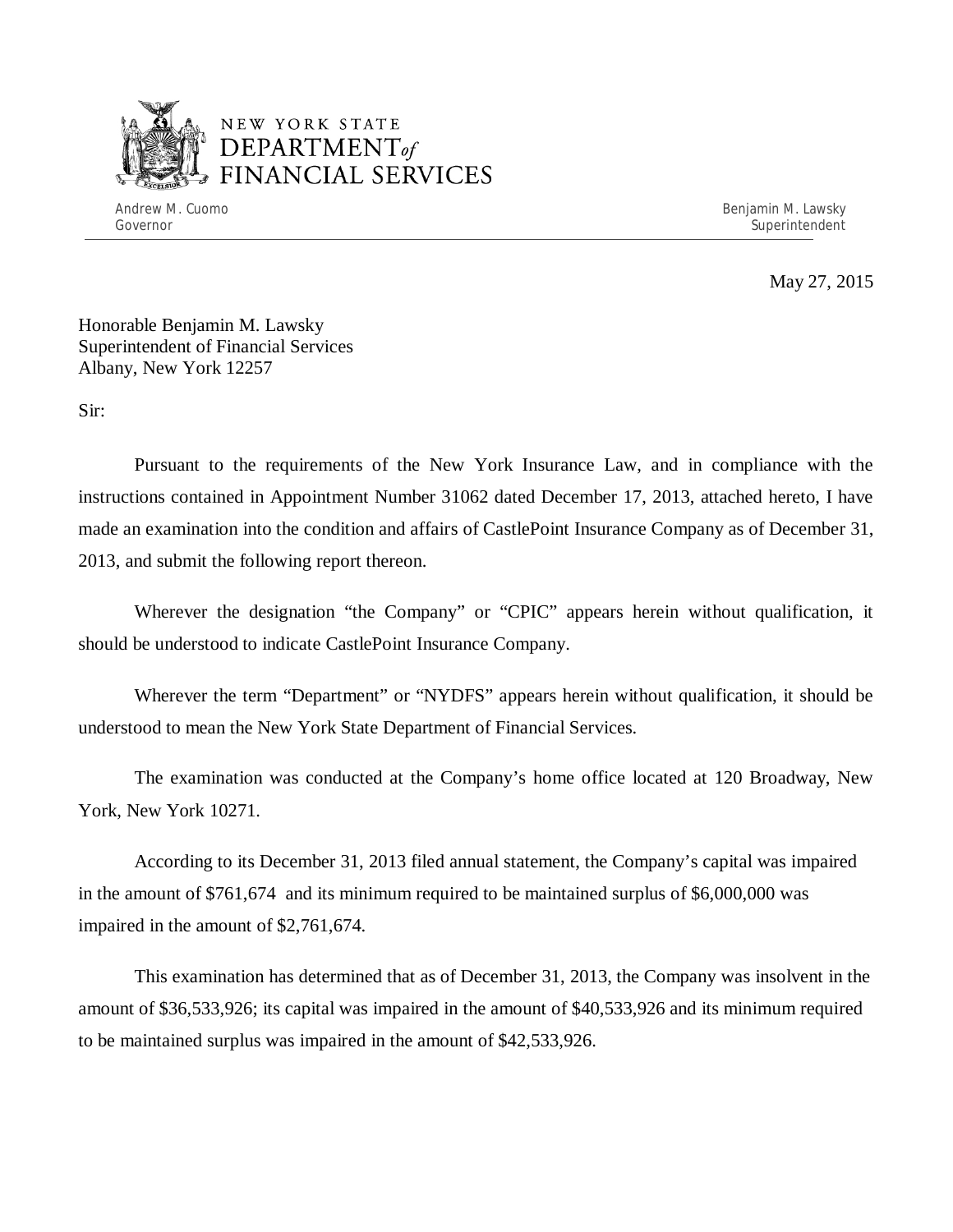NEW YORK STATE
DEPARTMENT *of*
FINANCIAL SERVICES

Andrew M. Cuomo
Governor

Benjamin M. Lawsky
Superintendent

May 27, 2015

Honorable Benjamin M. Lawsky
Superintendent of Financial Services
Albany, New York 12257

Sir:

Pursuant to the requirements of the New York Insurance Law, and in compliance with the instructions contained in Appointment Number 31062 dated December 17, 2013, attached hereto, I have made an examination into the condition and affairs of CastlePoint Insurance Company as of December 31, 2013, and submit the following report thereon.

Wherever the designation "the Company" or "CPIC" appears herein without qualification, it should be understood to indicate CastlePoint Insurance Company.

Wherever the term "Department" or "NYDFS" appears herein without qualification, it should be understood to mean the New York State Department of Financial Services.

The examination was conducted at the Company's home office located at 120 Broadway, New York, New York 10271.

According to its December 31, 2013 filed annual statement, the Company's capital was impaired in the amount of $761,674 and its minimum required to be maintained surplus of $6,000,000 was impaired in the amount of $2,761,674.

This examination has determined that as of December 31, 2013, the Company was insolvent in the amount of $36,533,926; its capital was impaired in the amount of $40,533,926 and its minimum required to be maintained surplus was impaired in the amount of $42,533,926.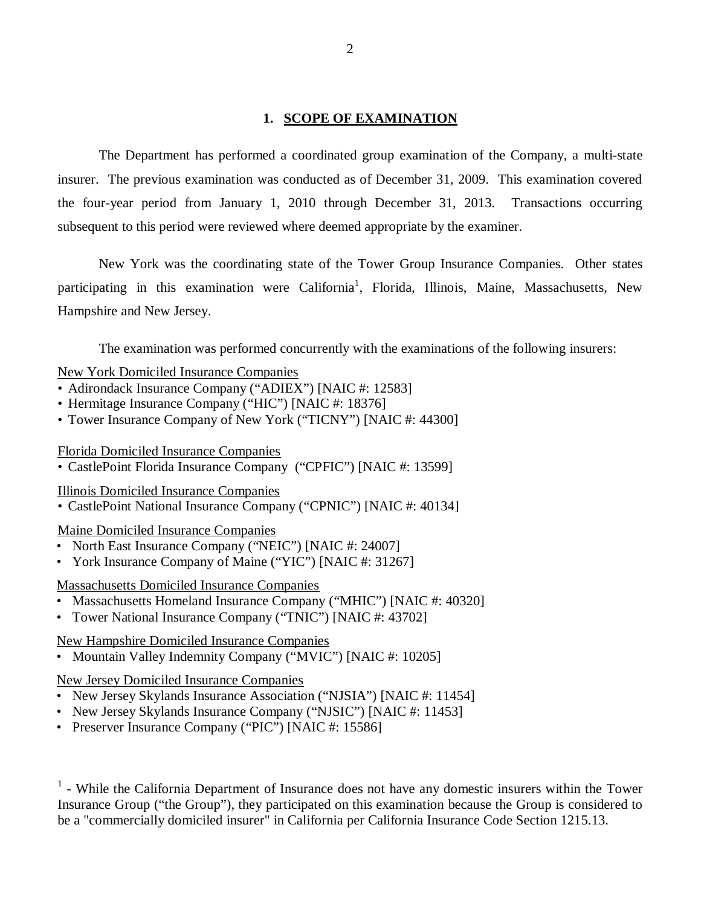## 1. SCOPE OF EXAMINATION

The Department has performed a coordinated group examination of the Company, a multi-state insurer. The previous examination was conducted as of December 31, 2009. This examination covered the four-year period from January 1, 2010 through December 31, 2013. Transactions occurring subsequent to this period were reviewed where deemed appropriate by the examiner.

New York was the coordinating state of the Tower Group Insurance Companies. Other states participating in this examination were California[1], Florida, Illinois, Maine, Massachusetts, New Hampshire and New Jersey.

The examination was performed concurrently with the examinations of the following insurers:

New York Domiciled Insurance Companies

- Adirondack Insurance Company ("ADIEX") [NAIC #: 12583]
- Hermitage Insurance Company ("HIC") [NAIC #: 18376]
- Tower Insurance Company of New York ("TICNY") [NAIC #: 44300]

Florida Domiciled Insurance Companies

- CastlePoint Florida Insurance Company ("CPFIC") [NAIC #: 13599]

Illinois Domiciled Insurance Companies

- CastlePoint National Insurance Company ("CPNIC") [NAIC #: 40134]

Maine Domiciled Insurance Companies

- North East Insurance Company ("NEIC") [NAIC #: 24007]
- York Insurance Company of Maine ("YIC") [NAIC #: 31267]

Massachusetts Domiciled Insurance Companies

- Massachusetts Homeland Insurance Company ("MHIC") [NAIC #: 40320]
- Tower National Insurance Company ("TNIC") [NAIC #: 43702]

New Hampshire Domiciled Insurance Companies

- Mountain Valley Indemnity Company ("MVIC") [NAIC #: 10205]

New Jersey Domiciled Insurance Companies

- New Jersey Skylands Insurance Association ("NJSIA") [NAIC #: 11454]
- New Jersey Skylands Insurance Company ("NJSIC") [NAIC #: 11453]
- Preserver Insurance Company ("PIC") [NAIC #: 15586]

[1] - While the California Department of Insurance does not have any domestic insurers within the Tower Insurance Group ("the Group"), they participated on this examination because the Group is considered to be a "commercially domiciled insurer" in California per California Insurance Code Section 1215.13.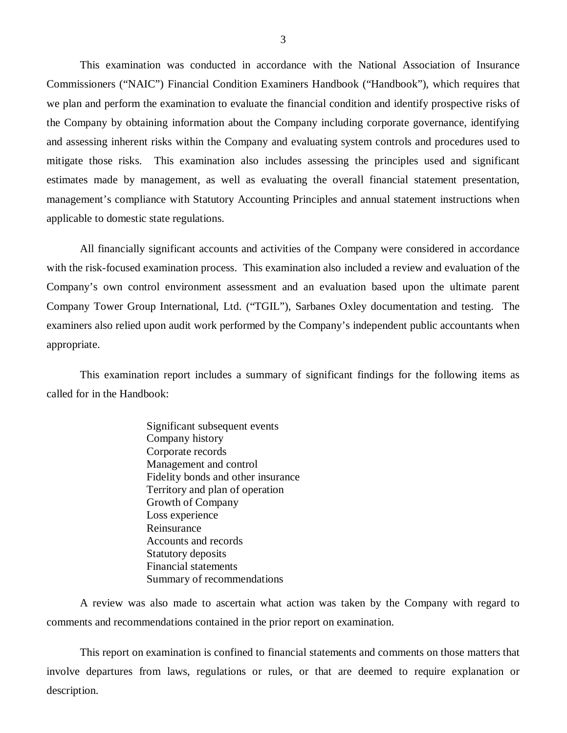This examination was conducted in accordance with the National Association of Insurance Commissioners ("NAIC") Financial Condition Examiners Handbook ("Handbook"), which requires that we plan and perform the examination to evaluate the financial condition and identify prospective risks of the Company by obtaining information about the Company including corporate governance, identifying and assessing inherent risks within the Company and evaluating system controls and procedures used to mitigate those risks. This examination also includes assessing the principles used and significant estimates made by management, as well as evaluating the overall financial statement presentation, management's compliance with Statutory Accounting Principles and annual statement instructions when applicable to domestic state regulations.

All financially significant accounts and activities of the Company were considered in accordance with the risk-focused examination process. This examination also included a review and evaluation of the Company's own control environment assessment and an evaluation based upon the ultimate parent Company Tower Group International, Ltd. ("TGIL"), Sarbanes Oxley documentation and testing. The examiners also relied upon audit work performed by the Company's independent public accountants when appropriate.

This examination report includes a summary of significant findings for the following items as called for in the Handbook:

- Significant subsequent events
- Company history
- Corporate records
- Management and control
- Fidelity bonds and other insurance
- Territory and plan of operation
- Growth of Company
- Loss experience
- Reinsurance
- Accounts and records
- Statutory deposits
- Financial statements
- Summary of recommendations

A review was also made to ascertain what action was taken by the Company with regard to comments and recommendations contained in the prior report on examination.

This report on examination is confined to financial statements and comments on those matters that involve departures from laws, regulations or rules, or that are deemed to require explanation or description.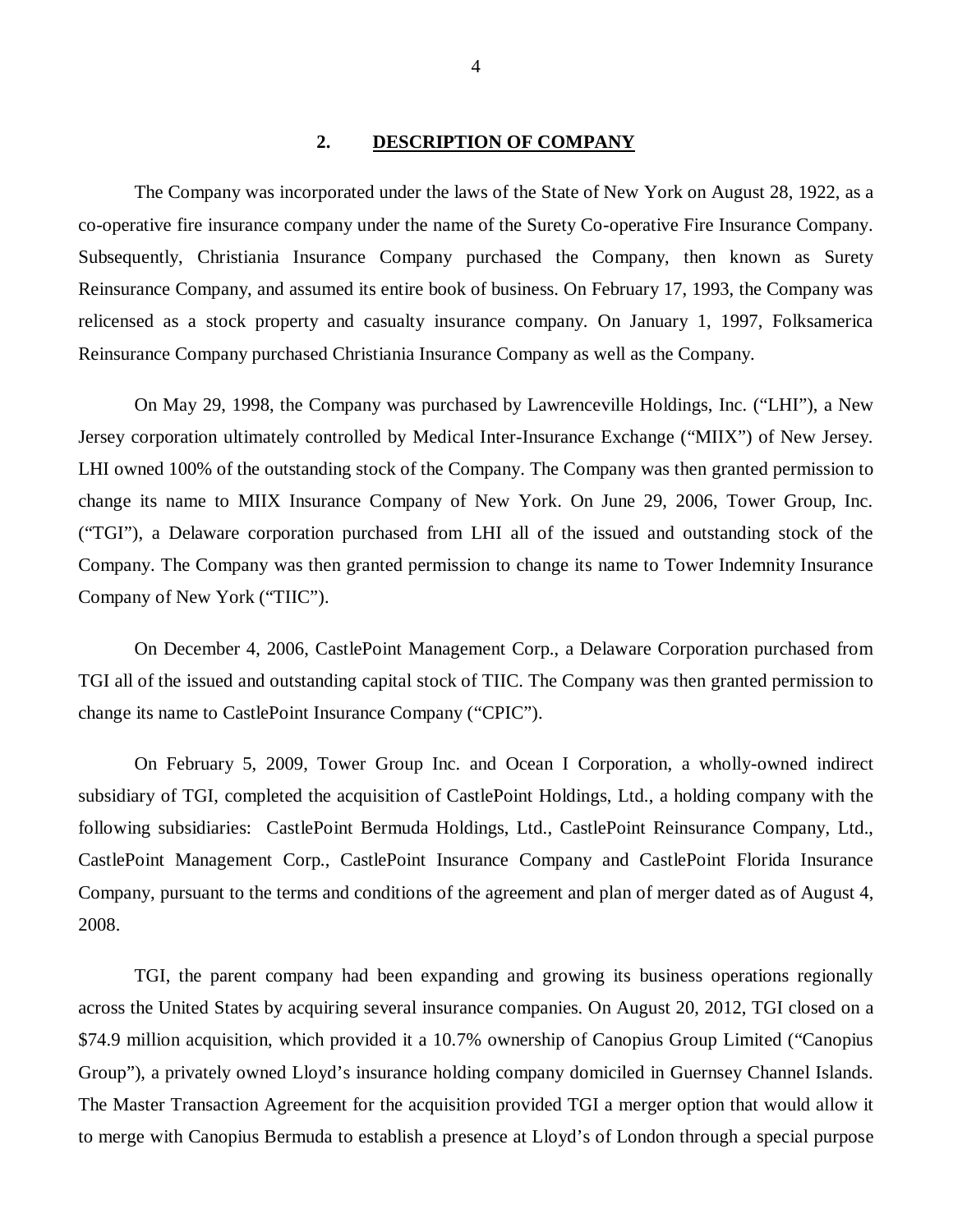## 2. DESCRIPTION OF COMPANY

The Company was incorporated under the laws of the State of New York on August 28, 1922, as a co-operative fire insurance company under the name of the Surety Co-operative Fire Insurance Company. Subsequently, Christiania Insurance Company purchased the Company, then known as Surety Reinsurance Company, and assumed its entire book of business. On February 17, 1993, the Company was relicensed as a stock property and casualty insurance company. On January 1, 1997, Folksamerica Reinsurance Company purchased Christiania Insurance Company as well as the Company.

On May 29, 1998, the Company was purchased by Lawrenceville Holdings, Inc. ("LHI"), a New Jersey corporation ultimately controlled by Medical Inter-Insurance Exchange ("MIIX") of New Jersey. LHI owned 100% of the outstanding stock of the Company. The Company was then granted permission to change its name to MIIX Insurance Company of New York. On June 29, 2006, Tower Group, Inc. ("TGI"), a Delaware corporation purchased from LHI all of the issued and outstanding stock of the Company. The Company was then granted permission to change its name to Tower Indemnity Insurance Company of New York ("TIIC").

On December 4, 2006, CastlePoint Management Corp., a Delaware Corporation purchased from TGI all of the issued and outstanding capital stock of TIIC. The Company was then granted permission to change its name to CastlePoint Insurance Company ("CPIC").

On February 5, 2009, Tower Group Inc. and Ocean I Corporation, a wholly-owned indirect subsidiary of TGI, completed the acquisition of CastlePoint Holdings, Ltd., a holding company with the following subsidiaries: CastlePoint Bermuda Holdings, Ltd., CastlePoint Reinsurance Company, Ltd., CastlePoint Management Corp., CastlePoint Insurance Company and CastlePoint Florida Insurance Company, pursuant to the terms and conditions of the agreement and plan of merger dated as of August 4, 2008.

TGI, the parent company had been expanding and growing its business operations regionally across the United States by acquiring several insurance companies. On August 20, 2012, TGI closed on a $74.9 million acquisition, which provided it a 10.7% ownership of Canopius Group Limited ("Canopius Group"), a privately owned Lloyd's insurance holding company domiciled in Guernsey Channel Islands. The Master Transaction Agreement for the acquisition provided TGI a merger option that would allow it to merge with Canopius Bermuda to establish a presence at Lloyd's of London through a special purpose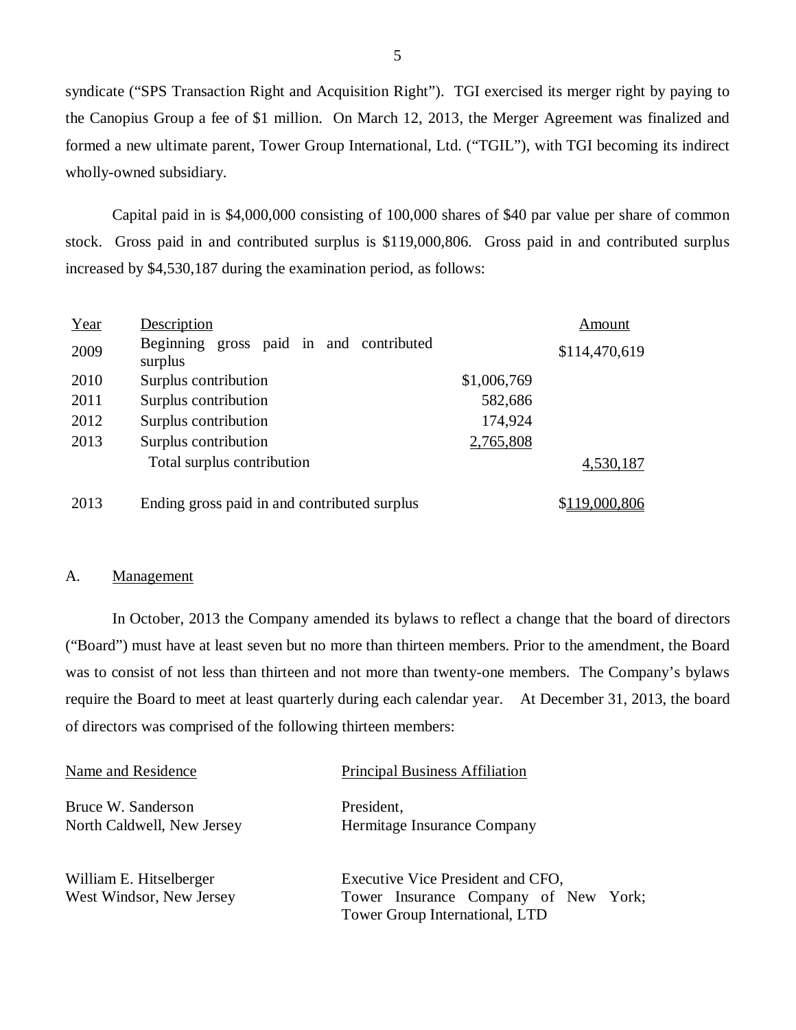syndicate ("SPS Transaction Right and Acquisition Right"). TGI exercised its merger right by paying to the Canopius Group a fee of $1 million. On March 12, 2013, the Merger Agreement was finalized and formed a new ultimate parent, Tower Group International, Ltd. ("TGIL"), with TGI becoming its indirect wholly-owned subsidiary.

Capital paid in is $4,000,000 consisting of 100,000 shares of $40 par value per share of common stock. Gross paid in and contributed surplus is $119,000,806. Gross paid in and contributed surplus increased by $4,530,187 during the examination period, as follows:

| Year | Description | | Amount |
|---|---|---|---|
| 2009 | Beginning gross paid in and contributed surplus | | $114,470,619 |
| 2010 | Surplus contribution | $1,006,769 | |
| 2011 | Surplus contribution | 582,686 | |
| 2012 | Surplus contribution | 174,924 | |
| 2013 | Surplus contribution | 2,765,808 | |
| | Total surplus contribution | | 4,530,187 |
| 2013 | Ending gross paid in and contributed surplus | | $119,000,806 |

## A. Management

In October, 2013 the Company amended its bylaws to reflect a change that the board of directors ("Board") must have at least seven but no more than thirteen members. Prior to the amendment, the Board was to consist of not less than thirteen and not more than twenty-one members. The Company's bylaws require the Board to meet at least quarterly during each calendar year. At December 31, 2013, the board of directors was comprised of the following thirteen members:

| Name and Residence | Principal Business Affiliation |
|---|---|
| Bruce W. Sanderson<br>North Caldwell, New Jersey | President,<br>Hermitage Insurance Company |
| William E. Hitselberger<br>West Windsor, New Jersey | Executive Vice President and CFO,<br>Tower Insurance Company of New York;<br>Tower Group International, LTD |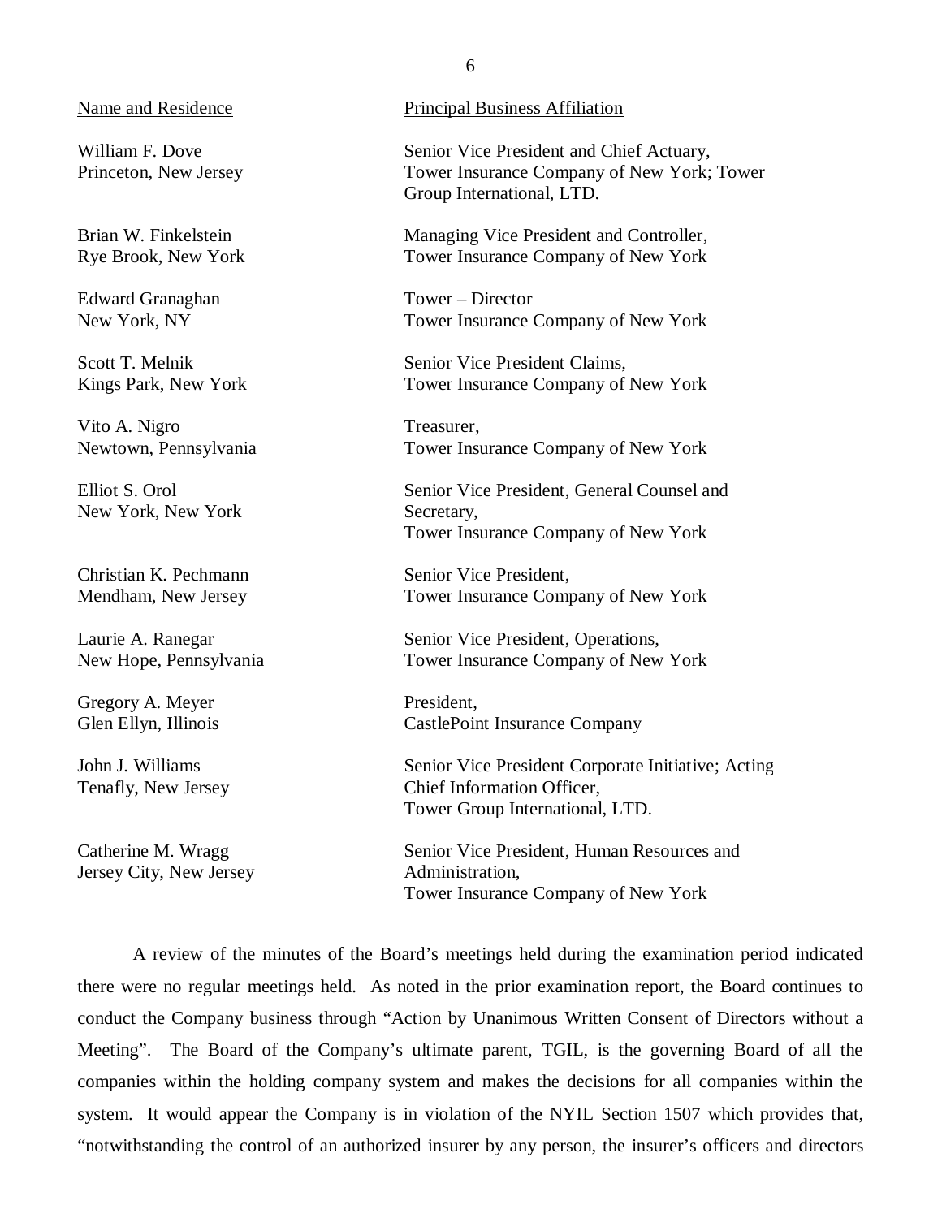| Name and Residence | Principal Business Affiliation |
| --- | --- |
| William F. Dove<br>Princeton, New Jersey | Senior Vice President and Chief Actuary, Tower Insurance Company of New York; Tower Group International, LTD. |
| Brian W. Finkelstein<br>Rye Brook, New York | Managing Vice President and Controller, Tower Insurance Company of New York |
| Edward Granaghan<br>New York, NY | Tower – Director<br>Tower Insurance Company of New York |
| Scott T. Melnik<br>Kings Park, New York | Senior Vice President Claims, Tower Insurance Company of New York |
| Vito A. Nigro<br>Newtown, Pennsylvania | Treasurer, Tower Insurance Company of New York |
| Elliot S. Orol<br>New York, New York | Senior Vice President, General Counsel and Secretary, Tower Insurance Company of New York |
| Christian K. Pechmann<br>Mendham, New Jersey | Senior Vice President, Tower Insurance Company of New York |
| Laurie A. Ranegar<br>New Hope, Pennsylvania | Senior Vice President, Operations, Tower Insurance Company of New York |
| Gregory A. Meyer<br>Glen Ellyn, Illinois | President, CastlePoint Insurance Company |
| John J. Williams<br>Tenafly, New Jersey | Senior Vice President Corporate Initiative; Acting Chief Information Officer, Tower Group International, LTD. |
| Catherine M. Wragg<br>Jersey City, New Jersey | Senior Vice President, Human Resources and Administration, Tower Insurance Company of New York |

A review of the minutes of the Board's meetings held during the examination period indicated there were no regular meetings held. As noted in the prior examination report, the Board continues to conduct the Company business through "Action by Unanimous Written Consent of Directors without a Meeting". The Board of the Company's ultimate parent, TGIL, is the governing Board of all the companies within the holding company system and makes the decisions for all companies within the system. It would appear the Company is in violation of the NYIL Section 1507 which provides that, "notwithstanding the control of an authorized insurer by any person, the insurer's officers and directors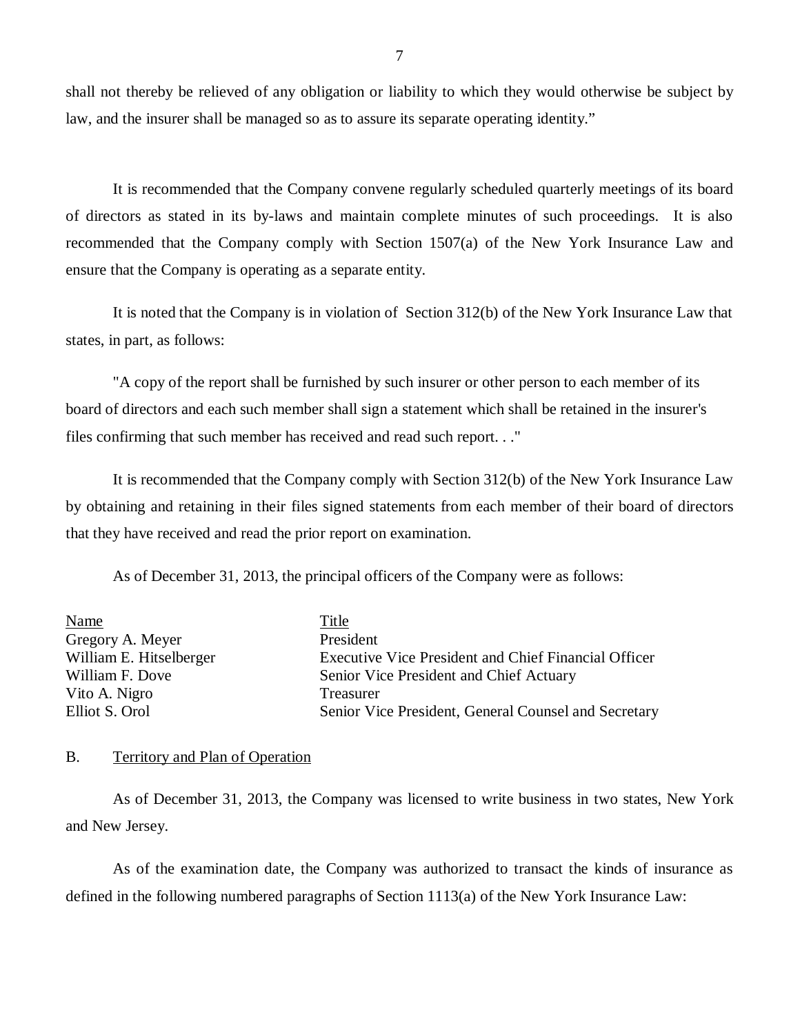shall not thereby be relieved of any obligation or liability to which they would otherwise be subject by law, and the insurer shall be managed so as to assure its separate operating identity."

It is recommended that the Company convene regularly scheduled quarterly meetings of its board of directors as stated in its by-laws and maintain complete minutes of such proceedings. It is also recommended that the Company comply with Section 1507(a) of the New York Insurance Law and ensure that the Company is operating as a separate entity.

It is noted that the Company is in violation of Section 312(b) of the New York Insurance Law that states, in part, as follows:

"A copy of the report shall be furnished by such insurer or other person to each member of its board of directors and each such member shall sign a statement which shall be retained in the insurer's files confirming that such member has received and read such report. . ."

It is recommended that the Company comply with Section 312(b) of the New York Insurance Law by obtaining and retaining in their files signed statements from each member of their board of directors that they have received and read the prior report on examination.

As of December 31, 2013, the principal officers of the Company were as follows:

| Name | Title |
|---|---|
| Gregory A. Meyer | President |
| William E. Hitselberger | Executive Vice President and Chief Financial Officer |
| William F. Dove | Senior Vice President and Chief Actuary |
| Vito A. Nigro | Treasurer |
| Elliot S. Orol | Senior Vice President, General Counsel and Secretary |

## B. Territory and Plan of Operation

As of December 31, 2013, the Company was licensed to write business in two states, New York and New Jersey.

As of the examination date, the Company was authorized to transact the kinds of insurance as defined in the following numbered paragraphs of Section 1113(a) of the New York Insurance Law: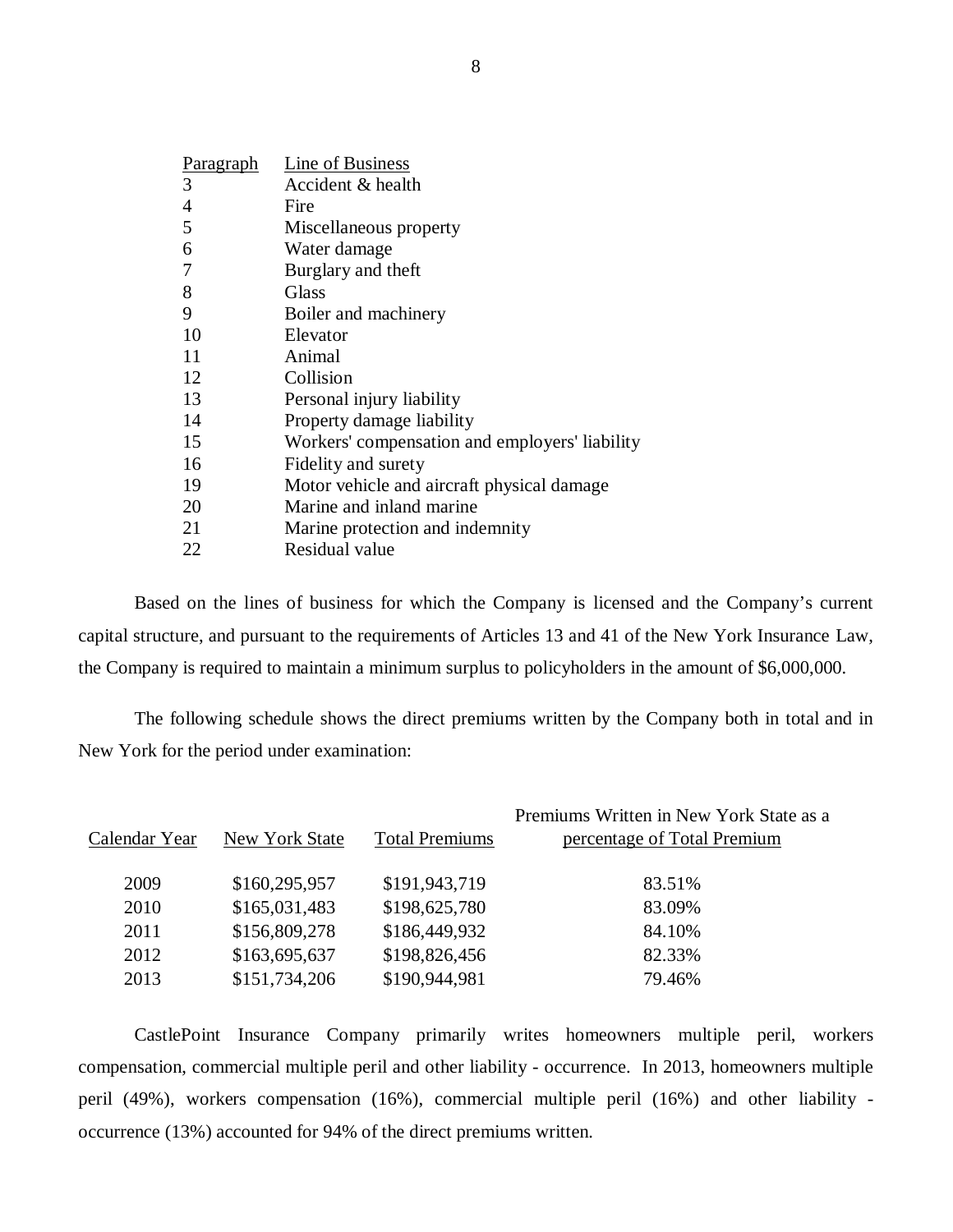| Paragraph | Line of Business |
|---|---|
| 3 | Accident & health |
| 4 | Fire |
| 5 | Miscellaneous property |
| 6 | Water damage |
| 7 | Burglary and theft |
| 8 | Glass |
| 9 | Boiler and machinery |
| 10 | Elevator |
| 11 | Animal |
| 12 | Collision |
| 13 | Personal injury liability |
| 14 | Property damage liability |
| 15 | Workers' compensation and employers' liability |
| 16 | Fidelity and surety |
| 19 | Motor vehicle and aircraft physical damage |
| 20 | Marine and inland marine |
| 21 | Marine protection and indemnity |
| 22 | Residual value |

Based on the lines of business for which the Company is licensed and the Company's current capital structure, and pursuant to the requirements of Articles 13 and 41 of the New York Insurance Law, the Company is required to maintain a minimum surplus to policyholders in the amount of $6,000,000.

The following schedule shows the direct premiums written by the Company both in total and in New York for the period under examination:

| Calendar Year | New York State | Total Premiums | Premiums Written in New York State as a percentage of Total Premium |
|---|---|---|---|
| 2009 | $160,295,957 | $191,943,719 | 83.51% |
| 2010 | $165,031,483 | $198,625,780 | 83.09% |
| 2011 | $156,809,278 | $186,449,932 | 84.10% |
| 2012 | $163,695,637 | $198,826,456 | 82.33% |
| 2013 | $151,734,206 | $190,944,981 | 79.46% |

CastlePoint Insurance Company primarily writes homeowners multiple peril, workers compensation, commercial multiple peril and other liability - occurrence. In 2013, homeowners multiple peril (49%), workers compensation (16%), commercial multiple peril (16%) and other liability - occurrence (13%) accounted for 94% of the direct premiums written.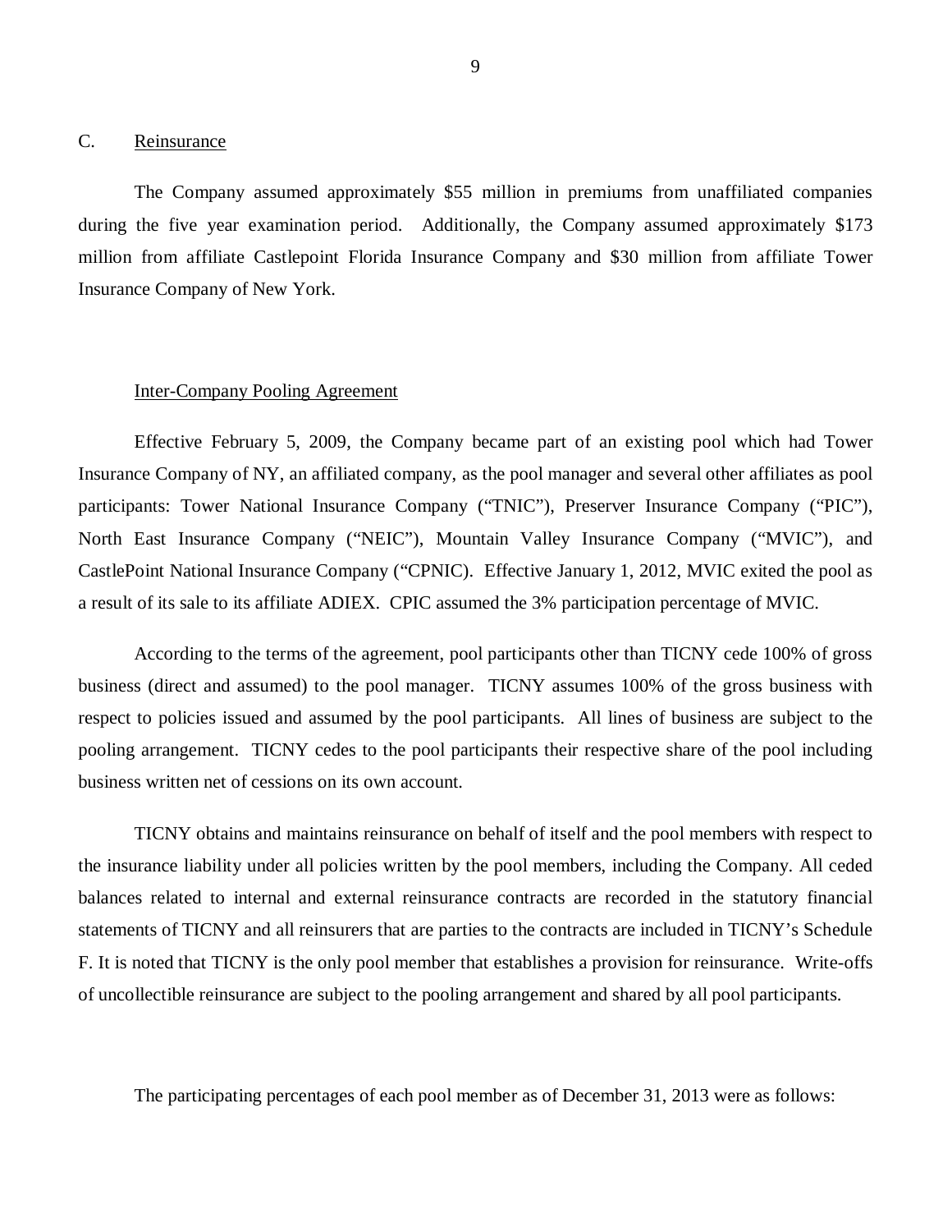## C. Reinsurance

The Company assumed approximately $55 million in premiums from unaffiliated companies during the five year examination period. Additionally, the Company assumed approximately $173 million from affiliate Castlepoint Florida Insurance Company and $30 million from affiliate Tower Insurance Company of New York.

### Inter-Company Pooling Agreement

Effective February 5, 2009, the Company became part of an existing pool which had Tower Insurance Company of NY, an affiliated company, as the pool manager and several other affiliates as pool participants: Tower National Insurance Company ("TNIC"), Preserver Insurance Company ("PIC"), North East Insurance Company ("NEIC"), Mountain Valley Insurance Company ("MVIC"), and CastlePoint National Insurance Company ("CPNIC). Effective January 1, 2012, MVIC exited the pool as a result of its sale to its affiliate ADIEX. CPIC assumed the 3% participation percentage of MVIC.

According to the terms of the agreement, pool participants other than TICNY cede 100% of gross business (direct and assumed) to the pool manager. TICNY assumes 100% of the gross business with respect to policies issued and assumed by the pool participants. All lines of business are subject to the pooling arrangement. TICNY cedes to the pool participants their respective share of the pool including business written net of cessions on its own account.

TICNY obtains and maintains reinsurance on behalf of itself and the pool members with respect to the insurance liability under all policies written by the pool members, including the Company. All ceded balances related to internal and external reinsurance contracts are recorded in the statutory financial statements of TICNY and all reinsurers that are parties to the contracts are included in TICNY's Schedule F. It is noted that TICNY is the only pool member that establishes a provision for reinsurance. Write-offs of uncollectible reinsurance are subject to the pooling arrangement and shared by all pool participants.

The participating percentages of each pool member as of December 31, 2013 were as follows: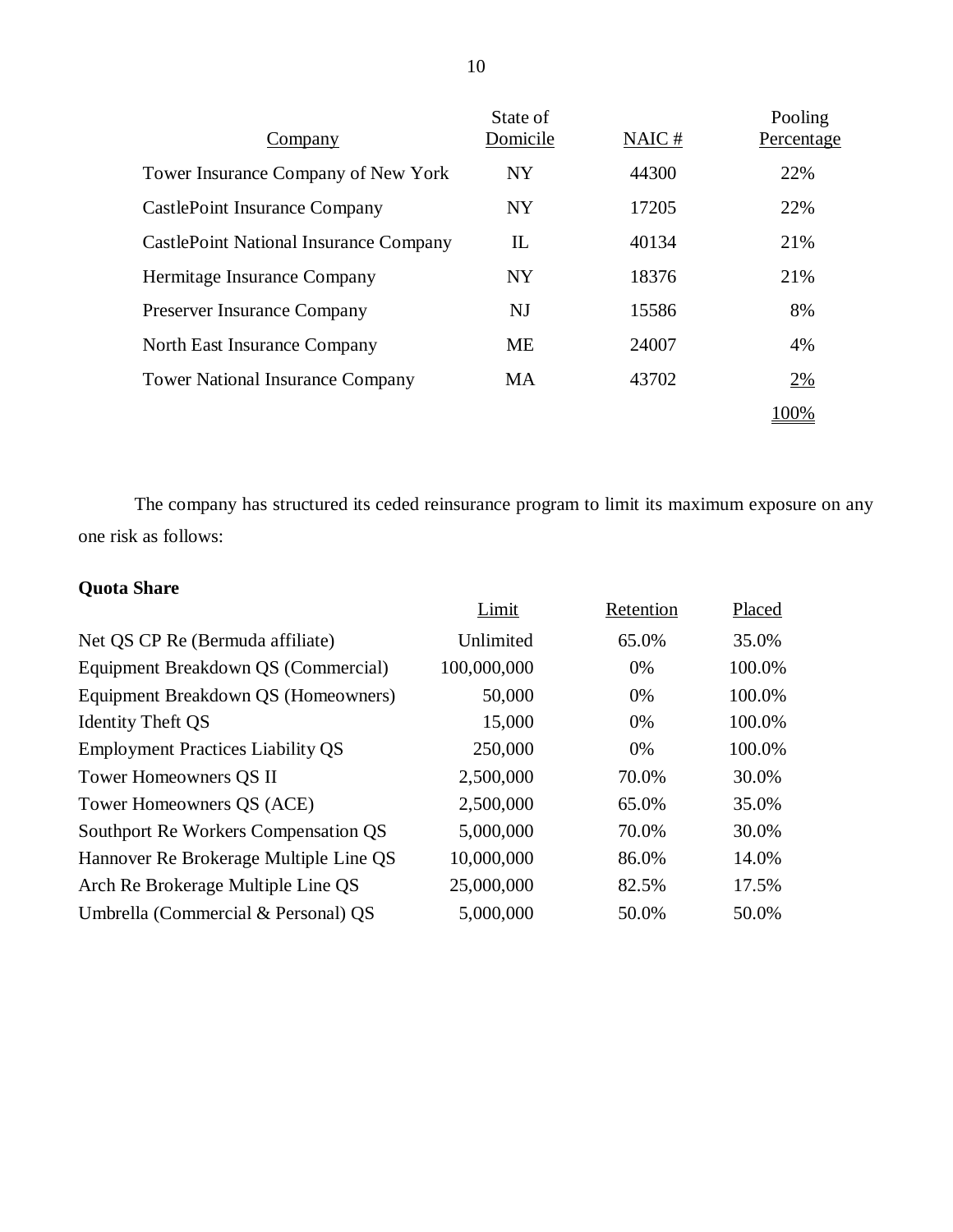| Company | State of Domicile | NAIC # | Pooling Percentage |
|---|---|---|---|
| Tower Insurance Company of New York | NY | 44300 | 22% |
| CastlePoint Insurance Company | NY | 17205 | 22% |
| CastlePoint National Insurance Company | IL | 40134 | 21% |
| Hermitage Insurance Company | NY | 18376 | 21% |
| Preserver Insurance Company | NJ | 15586 | 8% |
| North East Insurance Company | ME | 24007 | 4% |
| Tower National Insurance Company | MA | 43702 | 2% |
| | | | 100% |

The company has structured its ceded reinsurance program to limit its maximum exposure on any one risk as follows:

**Quota Share**

| | Limit | Retention | Placed |
|---|---|---|---|
| Net QS CP Re (Bermuda affiliate) | Unlimited | 65.0% | 35.0% |
| Equipment Breakdown QS (Commercial) | 100,000,000 | 0% | 100.0% |
| Equipment Breakdown QS (Homeowners) | 50,000 | 0% | 100.0% |
| Identity Theft QS | 15,000 | 0% | 100.0% |
| Employment Practices Liability QS | 250,000 | 0% | 100.0% |
| Tower Homeowners QS II | 2,500,000 | 70.0% | 30.0% |
| Tower Homeowners QS (ACE) | 2,500,000 | 65.0% | 35.0% |
| Southport Re Workers Compensation QS | 5,000,000 | 70.0% | 30.0% |
| Hannover Re Brokerage Multiple Line QS | 10,000,000 | 86.0% | 14.0% |
| Arch Re Brokerage Multiple Line QS | 25,000,000 | 82.5% | 17.5% |
| Umbrella (Commercial & Personal) QS | 5,000,000 | 50.0% | 50.0% |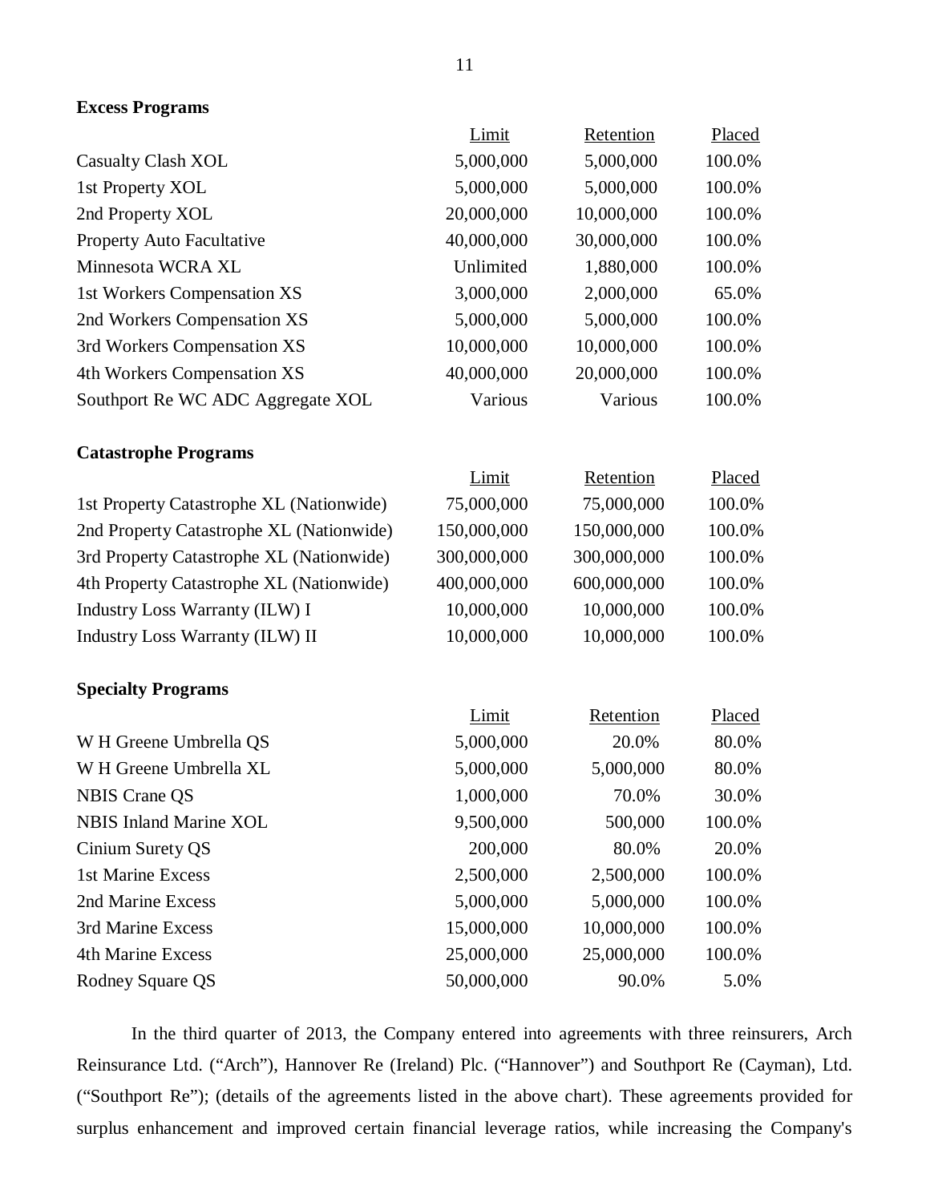**Excess Programs**

| | Limit | Retention | Placed |
|---|---|---|---|
| Casualty Clash XOL | 5,000,000 | 5,000,000 | 100.0% |
| 1st Property XOL | 5,000,000 | 5,000,000 | 100.0% |
| 2nd Property XOL | 20,000,000 | 10,000,000 | 100.0% |
| Property Auto Facultative | 40,000,000 | 30,000,000 | 100.0% |
| Minnesota WCRA XL | Unlimited | 1,880,000 | 100.0% |
| 1st Workers Compensation XS | 3,000,000 | 2,000,000 | 65.0% |
| 2nd Workers Compensation XS | 5,000,000 | 5,000,000 | 100.0% |
| 3rd Workers Compensation XS | 10,000,000 | 10,000,000 | 100.0% |
| 4th Workers Compensation XS | 40,000,000 | 20,000,000 | 100.0% |
| Southport Re WC ADC Aggregate XOL | Various | Various | 100.0% |

**Catastrophe Programs**

| | Limit | Retention | Placed |
|---|---|---|---|
| 1st Property Catastrophe XL (Nationwide) | 75,000,000 | 75,000,000 | 100.0% |
| 2nd Property Catastrophe XL (Nationwide) | 150,000,000 | 150,000,000 | 100.0% |
| 3rd Property Catastrophe XL (Nationwide) | 300,000,000 | 300,000,000 | 100.0% |
| 4th Property Catastrophe XL (Nationwide) | 400,000,000 | 600,000,000 | 100.0% |
| Industry Loss Warranty (ILW) I | 10,000,000 | 10,000,000 | 100.0% |
| Industry Loss Warranty (ILW) II | 10,000,000 | 10,000,000 | 100.0% |

**Specialty Programs**

| | Limit | Retention | Placed |
|---|---|---|---|
| W H Greene Umbrella QS | 5,000,000 | 20.0% | 80.0% |
| W H Greene Umbrella XL | 5,000,000 | 5,000,000 | 80.0% |
| NBIS Crane QS | 1,000,000 | 70.0% | 30.0% |
| NBIS Inland Marine XOL | 9,500,000 | 500,000 | 100.0% |
| Cinium Surety QS | 200,000 | 80.0% | 20.0% |
| 1st Marine Excess | 2,500,000 | 2,500,000 | 100.0% |
| 2nd Marine Excess | 5,000,000 | 5,000,000 | 100.0% |
| 3rd Marine Excess | 15,000,000 | 10,000,000 | 100.0% |
| 4th Marine Excess | 25,000,000 | 25,000,000 | 100.0% |
| Rodney Square QS | 50,000,000 | 90.0% | 5.0% |

In the third quarter of 2013, the Company entered into agreements with three reinsurers, Arch Reinsurance Ltd. ("Arch"), Hannover Re (Ireland) Plc. ("Hannover") and Southport Re (Cayman), Ltd. ("Southport Re"); (details of the agreements listed in the above chart). These agreements provided for surplus enhancement and improved certain financial leverage ratios, while increasing the Company's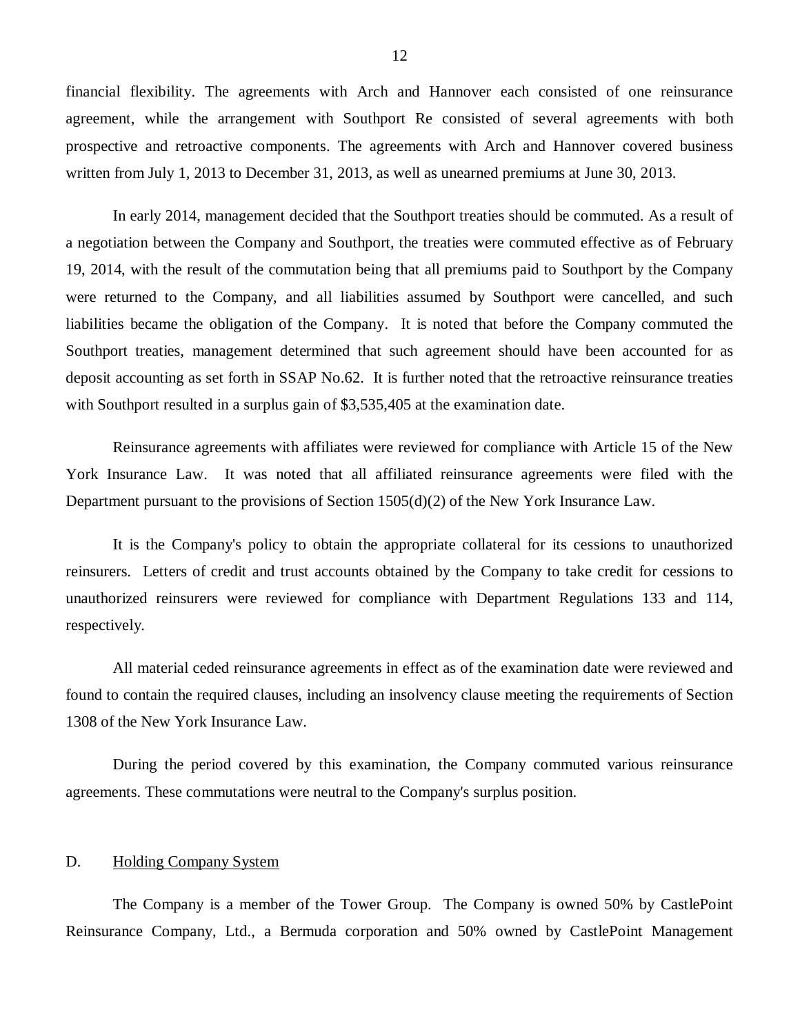financial flexibility. The agreements with Arch and Hannover each consisted of one reinsurance agreement, while the arrangement with Southport Re consisted of several agreements with both prospective and retroactive components. The agreements with Arch and Hannover covered business written from July 1, 2013 to December 31, 2013, as well as unearned premiums at June 30, 2013.

In early 2014, management decided that the Southport treaties should be commuted. As a result of a negotiation between the Company and Southport, the treaties were commuted effective as of February 19, 2014, with the result of the commutation being that all premiums paid to Southport by the Company were returned to the Company, and all liabilities assumed by Southport were cancelled, and such liabilities became the obligation of the Company. It is noted that before the Company commuted the Southport treaties, management determined that such agreement should have been accounted for as deposit accounting as set forth in SSAP No.62. It is further noted that the retroactive reinsurance treaties with Southport resulted in a surplus gain of $3,535,405 at the examination date.

Reinsurance agreements with affiliates were reviewed for compliance with Article 15 of the New York Insurance Law. It was noted that all affiliated reinsurance agreements were filed with the Department pursuant to the provisions of Section 1505(d)(2) of the New York Insurance Law.

It is the Company's policy to obtain the appropriate collateral for its cessions to unauthorized reinsurers. Letters of credit and trust accounts obtained by the Company to take credit for cessions to unauthorized reinsurers were reviewed for compliance with Department Regulations 133 and 114, respectively.

All material ceded reinsurance agreements in effect as of the examination date were reviewed and found to contain the required clauses, including an insolvency clause meeting the requirements of Section 1308 of the New York Insurance Law.

During the period covered by this examination, the Company commuted various reinsurance agreements. These commutations were neutral to the Company's surplus position.

## D. Holding Company System

The Company is a member of the Tower Group. The Company is owned 50% by CastlePoint Reinsurance Company, Ltd., a Bermuda corporation and 50% owned by CastlePoint Management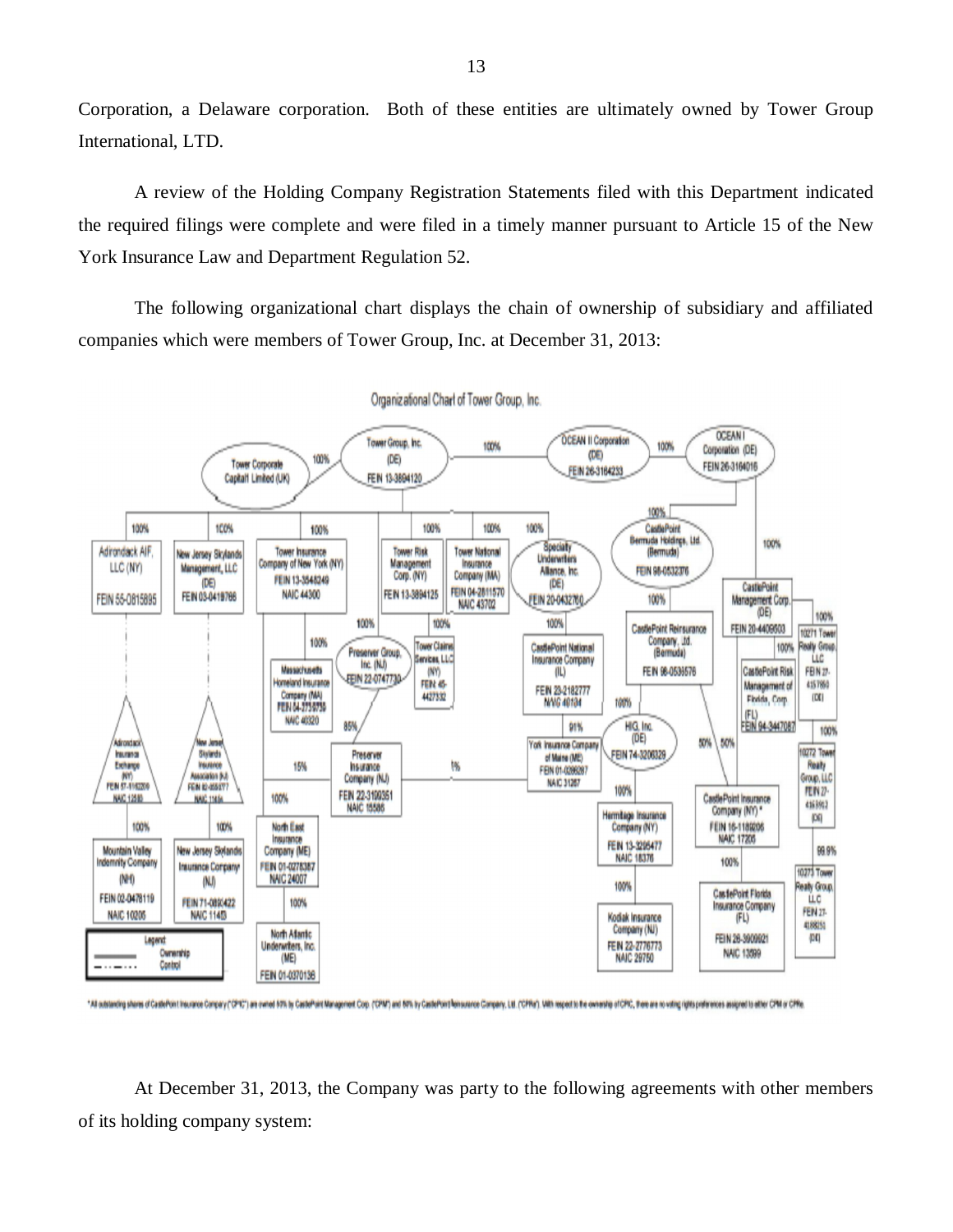Corporation, a Delaware corporation. Both of these entities are ultimately owned by Tower Group International, LTD.

A review of the Holding Company Registration Statements filed with this Department indicated the required filings were complete and were filed in a timely manner pursuant to Article 15 of the New York Insurance Law and Department Regulation 52.

The following organizational chart displays the chain of ownership of subsidiary and affiliated companies which were members of Tower Group, Inc. at December 31, 2013:

Organizational Chart of Tower Group, Inc.

\* All outstanding shares of CastlePoint Insurance Company ("CPIC") are owned 50% by CastlePoint Management Corp. ("CPM") and 50% by CastlePoint Reinsurance Company, Ltd. ("CPRe"). With respect to the ownership of CPIC, there are no voting rights preferences assigned to either CPM or CPRe.

At December 31, 2013, the Company was party to the following agreements with other members of its holding company system: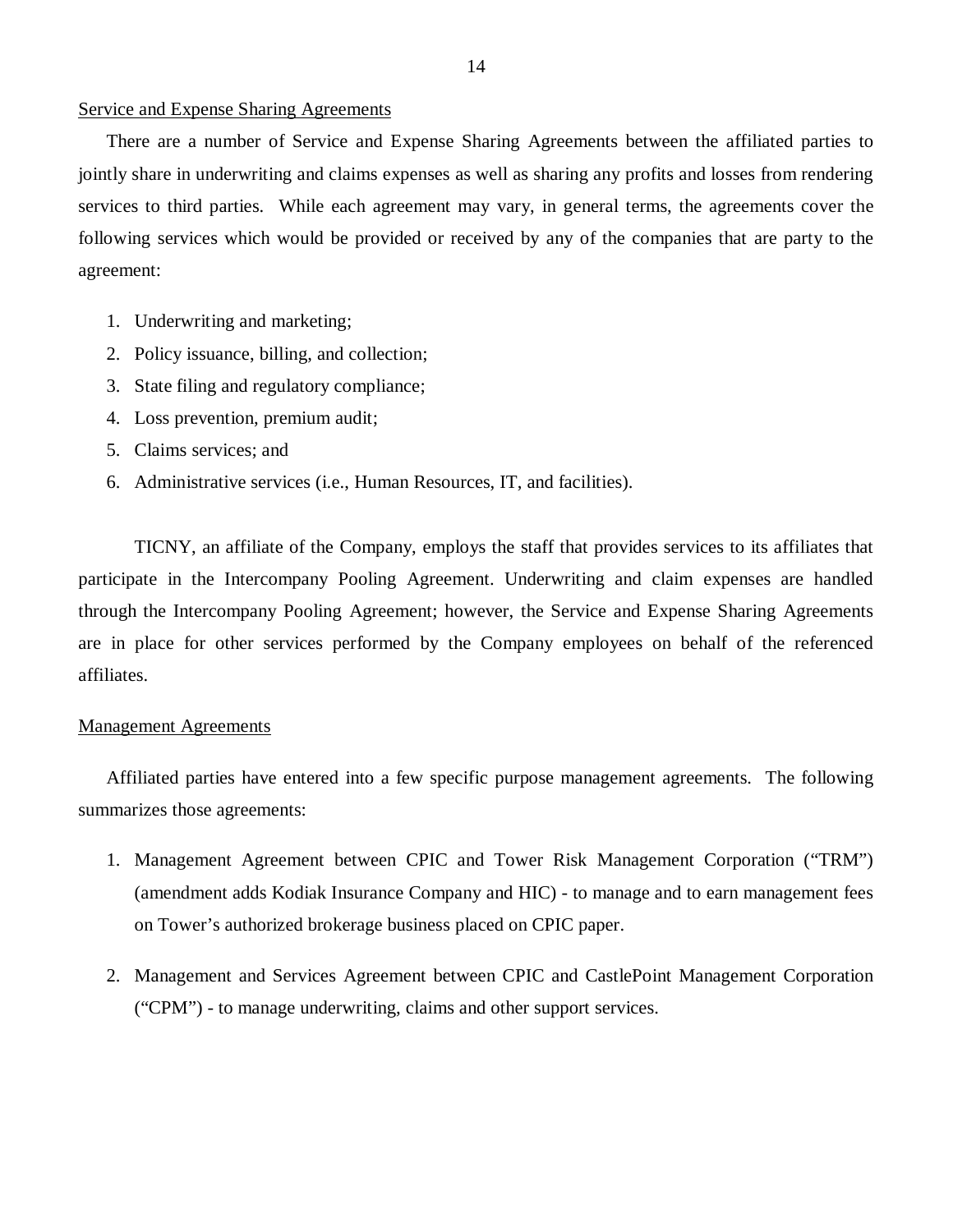Service and Expense Sharing Agreements

There are a number of Service and Expense Sharing Agreements between the affiliated parties to jointly share in underwriting and claims expenses as well as sharing any profits and losses from rendering services to third parties. While each agreement may vary, in general terms, the agreements cover the following services which would be provided or received by any of the companies that are party to the agreement:

1. Underwriting and marketing;
2. Policy issuance, billing, and collection;
3. State filing and regulatory compliance;
4. Loss prevention, premium audit;
5. Claims services; and
6. Administrative services (i.e., Human Resources, IT, and facilities).

TICNY, an affiliate of the Company, employs the staff that provides services to its affiliates that participate in the Intercompany Pooling Agreement. Underwriting and claim expenses are handled through the Intercompany Pooling Agreement; however, the Service and Expense Sharing Agreements are in place for other services performed by the Company employees on behalf of the referenced affiliates.

Management Agreements

Affiliated parties have entered into a few specific purpose management agreements. The following summarizes those agreements:

1. Management Agreement between CPIC and Tower Risk Management Corporation ("TRM") (amendment adds Kodiak Insurance Company and HIC) - to manage and to earn management fees on Tower's authorized brokerage business placed on CPIC paper.

2. Management and Services Agreement between CPIC and CastlePoint Management Corporation ("CPM") - to manage underwriting, claims and other support services.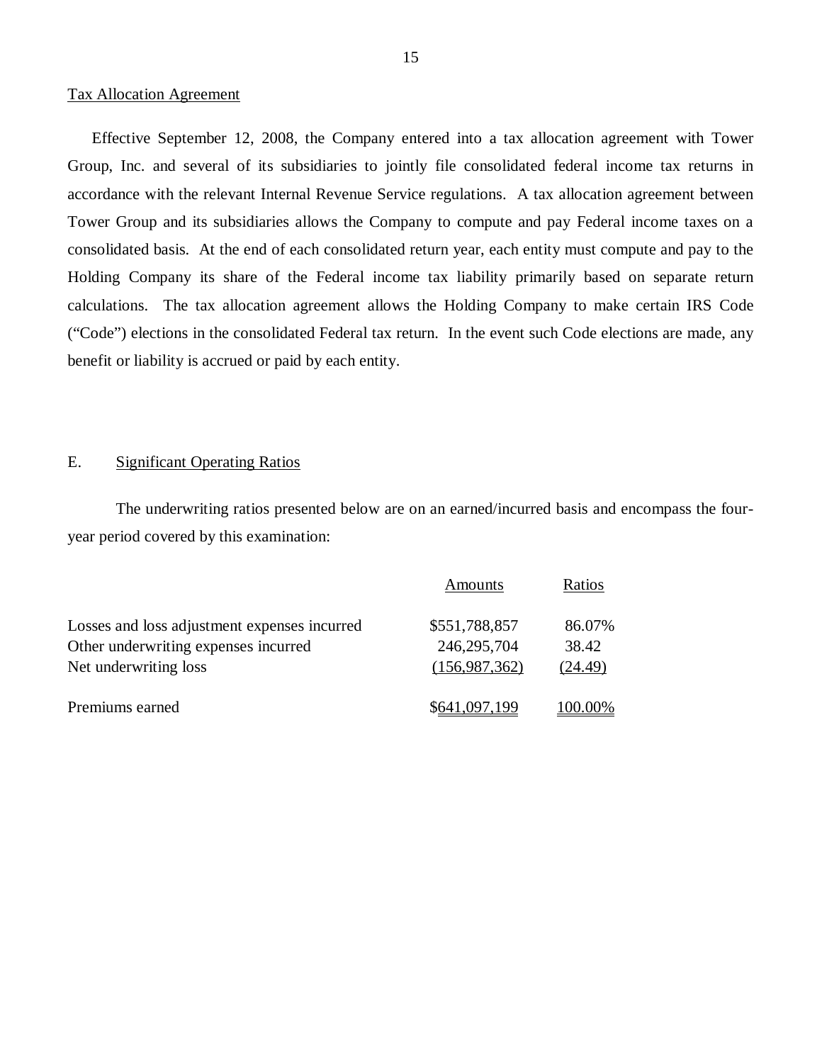Tax Allocation Agreement

Effective September 12, 2008, the Company entered into a tax allocation agreement with Tower Group, Inc. and several of its subsidiaries to jointly file consolidated federal income tax returns in accordance with the relevant Internal Revenue Service regulations. A tax allocation agreement between Tower Group and its subsidiaries allows the Company to compute and pay Federal income taxes on a consolidated basis. At the end of each consolidated return year, each entity must compute and pay to the Holding Company its share of the Federal income tax liability primarily based on separate return calculations. The tax allocation agreement allows the Holding Company to make certain IRS Code ("Code") elections in the consolidated Federal tax return. In the event such Code elections are made, any benefit or liability is accrued or paid by each entity.

## E. Significant Operating Ratios

The underwriting ratios presented below are on an earned/incurred basis and encompass the four-year period covered by this examination:

| | Amounts | Ratios |
|---|---|---|
| Losses and loss adjustment expenses incurred | $551,788,857 | 86.07% |
| Other underwriting expenses incurred | 246,295,704 | 38.42 |
| Net underwriting loss | (156,987,362) | (24.49) |
| Premiums earned | $641,097,199 | 100.00% |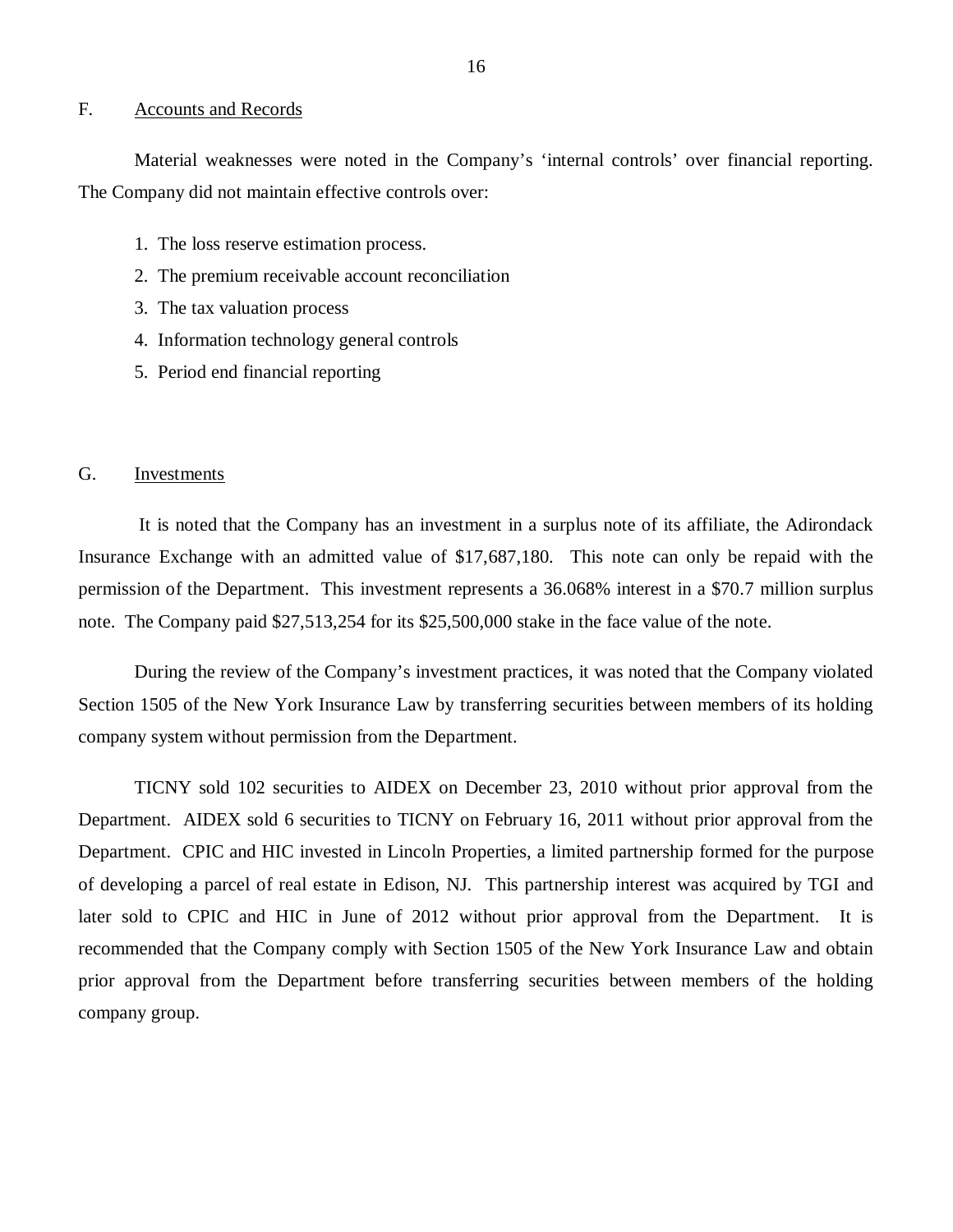## F. Accounts and Records

Material weaknesses were noted in the Company's 'internal controls' over financial reporting. The Company did not maintain effective controls over:

1. The loss reserve estimation process.
2. The premium receivable account reconciliation
3. The tax valuation process
4. Information technology general controls
5. Period end financial reporting

## G. Investments

It is noted that the Company has an investment in a surplus note of its affiliate, the Adirondack Insurance Exchange with an admitted value of $17,687,180. This note can only be repaid with the permission of the Department. This investment represents a 36.068% interest in a $70.7 million surplus note. The Company paid $27,513,254 for its $25,500,000 stake in the face value of the note.

During the review of the Company's investment practices, it was noted that the Company violated Section 1505 of the New York Insurance Law by transferring securities between members of its holding company system without permission from the Department.

TICNY sold 102 securities to AIDEX on December 23, 2010 without prior approval from the Department. AIDEX sold 6 securities to TICNY on February 16, 2011 without prior approval from the Department. CPIC and HIC invested in Lincoln Properties, a limited partnership formed for the purpose of developing a parcel of real estate in Edison, NJ. This partnership interest was acquired by TGI and later sold to CPIC and HIC in June of 2012 without prior approval from the Department. It is recommended that the Company comply with Section 1505 of the New York Insurance Law and obtain prior approval from the Department before transferring securities between members of the holding company group.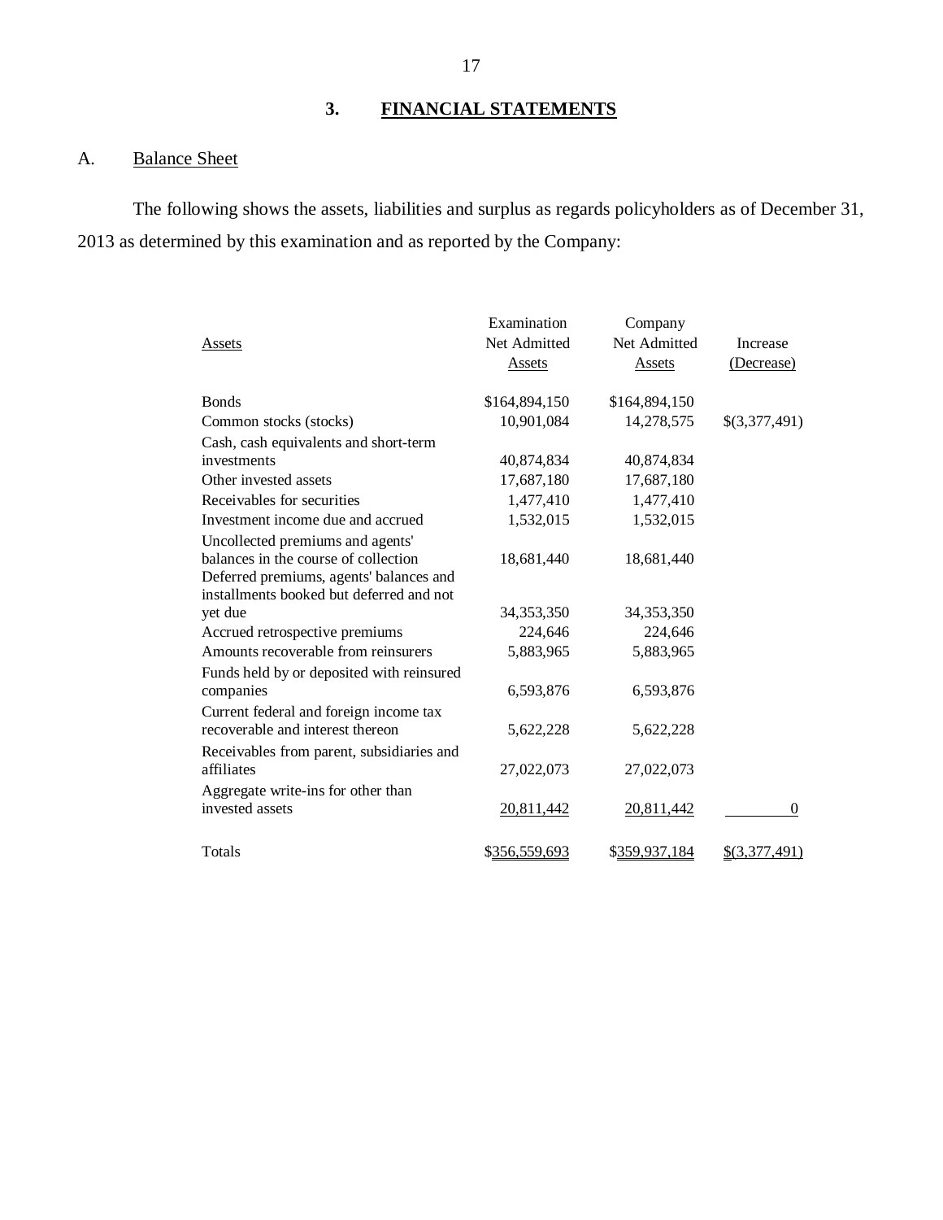## 3. FINANCIAL STATEMENTS

### A. Balance Sheet

The following shows the assets, liabilities and surplus as regards policyholders as of December 31, 2013 as determined by this examination and as reported by the Company:

| Assets | Examination Net Admitted Assets | Company Net Admitted Assets | Increase (Decrease) |
|---|---|---|---|
| Bonds | $164,894,150 | $164,894,150 | |
| Common stocks (stocks) | 10,901,084 | 14,278,575 | $(3,377,491) |
| Cash, cash equivalents and short-term investments | 40,874,834 | 40,874,834 | |
| Other invested assets | 17,687,180 | 17,687,180 | |
| Receivables for securities | 1,477,410 | 1,477,410 | |
| Investment income due and accrued | 1,532,015 | 1,532,015 | |
| Uncollected premiums and agents' balances in the course of collection | 18,681,440 | 18,681,440 | |
| Deferred premiums, agents' balances and installments booked but deferred and not yet due | 34,353,350 | 34,353,350 | |
| Accrued retrospective premiums | 224,646 | 224,646 | |
| Amounts recoverable from reinsurers | 5,883,965 | 5,883,965 | |
| Funds held by or deposited with reinsured companies | 6,593,876 | 6,593,876 | |
| Current federal and foreign income tax recoverable and interest thereon | 5,622,228 | 5,622,228 | |
| Receivables from parent, subsidiaries and affiliates | 27,022,073 | 27,022,073 | |
| Aggregate write-ins for other than invested assets | 20,811,442 | 20,811,442 | 0 |
| Totals | $356,559,693 | $359,937,184 | $(3,377,491) |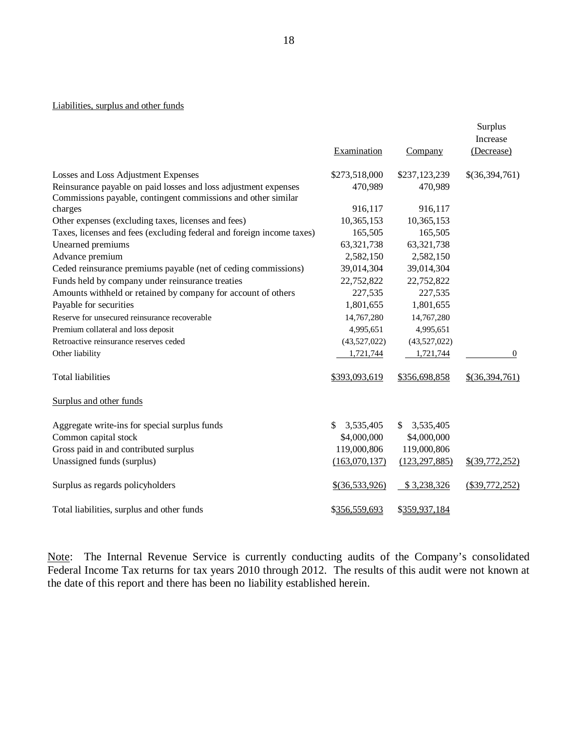Liabilities, surplus and other funds

| | Examination | Company | Surplus Increase (Decrease) |
|---|---|---|---|
| Losses and Loss Adjustment Expenses | $273,518,000 | $237,123,239 | $(36,394,761) |
| Reinsurance payable on paid losses and loss adjustment expenses | 470,989 | 470,989 | |
| Commissions payable, contingent commissions and other similar charges | 916,117 | 916,117 | |
| Other expenses (excluding taxes, licenses and fees) | 10,365,153 | 10,365,153 | |
| Taxes, licenses and fees (excluding federal and foreign income taxes) | 165,505 | 165,505 | |
| Unearned premiums | 63,321,738 | 63,321,738 | |
| Advance premium | 2,582,150 | 2,582,150 | |
| Ceded reinsurance premiums payable (net of ceding commissions) | 39,014,304 | 39,014,304 | |
| Funds held by company under reinsurance treaties | 22,752,822 | 22,752,822 | |
| Amounts withheld or retained by company for account of others | 227,535 | 227,535 | |
| Payable for securities | 1,801,655 | 1,801,655 | |
| Reserve for unsecured reinsurance recoverable | 14,767,280 | 14,767,280 | |
| Premium collateral and loss deposit | 4,995,651 | 4,995,651 | |
| Retroactive reinsurance reserves ceded | (43,527,022) | (43,527,022) | |
| Other liability | 1,721,744 | 1,721,744 | 0 |
| Total liabilities | $393,093,619 | $356,698,858 | $(36,394,761) |
| Surplus and other funds | | | |
| Aggregate write-ins for special surplus funds | $ 3,535,405 | $ 3,535,405 | |
| Common capital stock | $4,000,000 | $4,000,000 | |
| Gross paid in and contributed surplus | 119,000,806 | 119,000,806 | |
| Unassigned funds (surplus) | (163,070,137) | (123,297,885) | $(39,772,252) |
| Surplus as regards policyholders | $(36,533,926) | $ 3,238,326 | ($39,772,252) |
| Total liabilities, surplus and other funds | $356,559,693 | $359,937,184 | |

Note: The Internal Revenue Service is currently conducting audits of the Company's consolidated Federal Income Tax returns for tax years 2010 through 2012. The results of this audit were not known at the date of this report and there has been no liability established herein.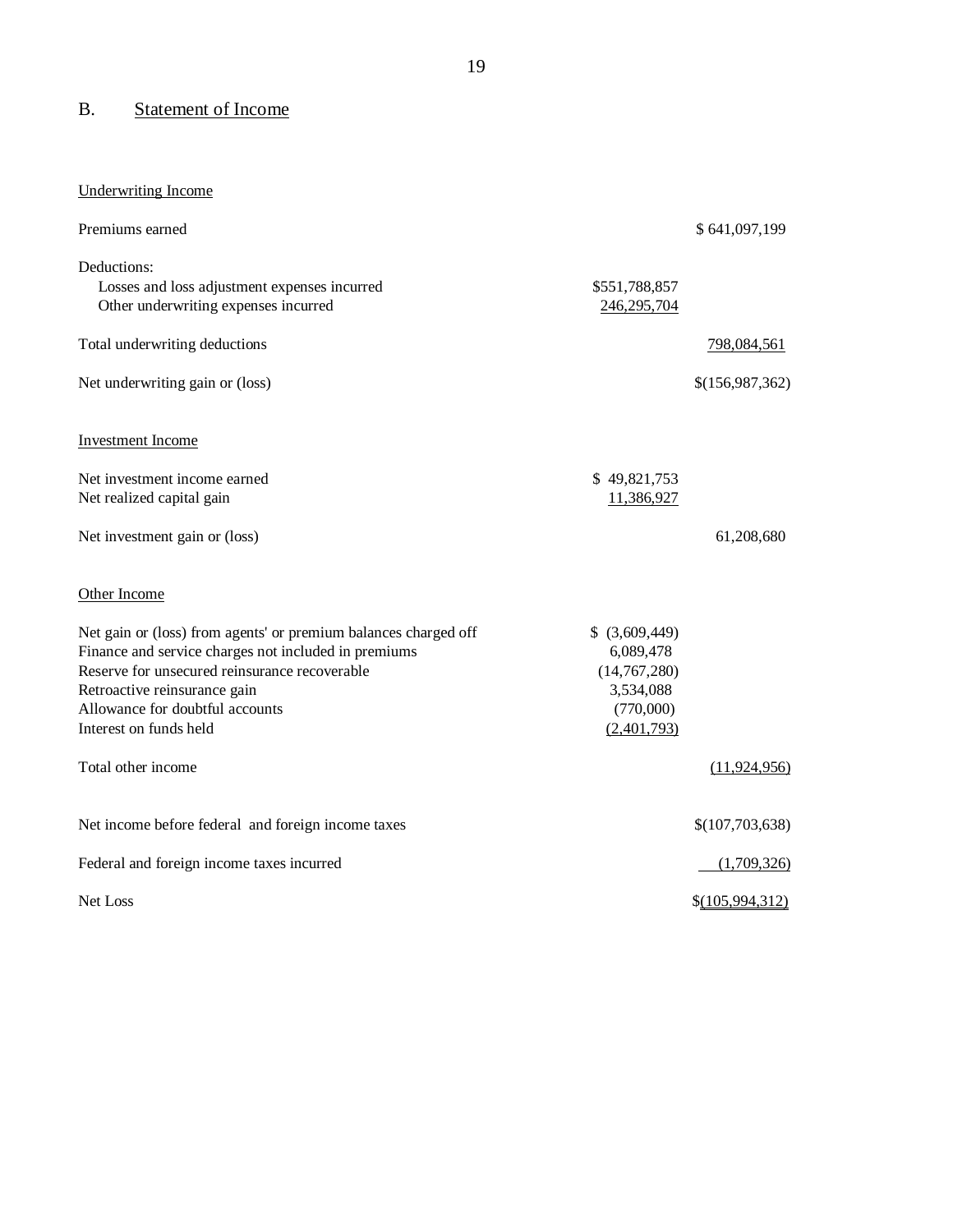## B. Statement of Income

| | | |
|---|---|---|
| Underwriting Income | | |
| Premiums earned | | $ 641,097,199 |
| Deductions: | | |
| Losses and loss adjustment expenses incurred | $551,788,857 | |
| Other underwriting expenses incurred | 246,295,704 | |
| Total underwriting deductions | | 798,084,561 |
| Net underwriting gain or (loss) | | $(156,987,362) |
| Investment Income | | |
| Net investment income earned | $ 49,821,753 | |
| Net realized capital gain | 11,386,927 | |
| Net investment gain or (loss) | | 61,208,680 |
| Other Income | | |
| Net gain or (loss) from agents' or premium balances charged off | $ (3,609,449) | |
| Finance and service charges not included in premiums | 6,089,478 | |
| Reserve for unsecured reinsurance recoverable | (14,767,280) | |
| Retroactive reinsurance gain | 3,534,088 | |
| Allowance for doubtful accounts | (770,000) | |
| Interest on funds held | (2,401,793) | |
| Total other income | | (11,924,956) |
| Net income before federal and foreign income taxes | | $(107,703,638) |
| Federal and foreign income taxes incurred | | (1,709,326) |
| Net Loss | | $(105,994,312) |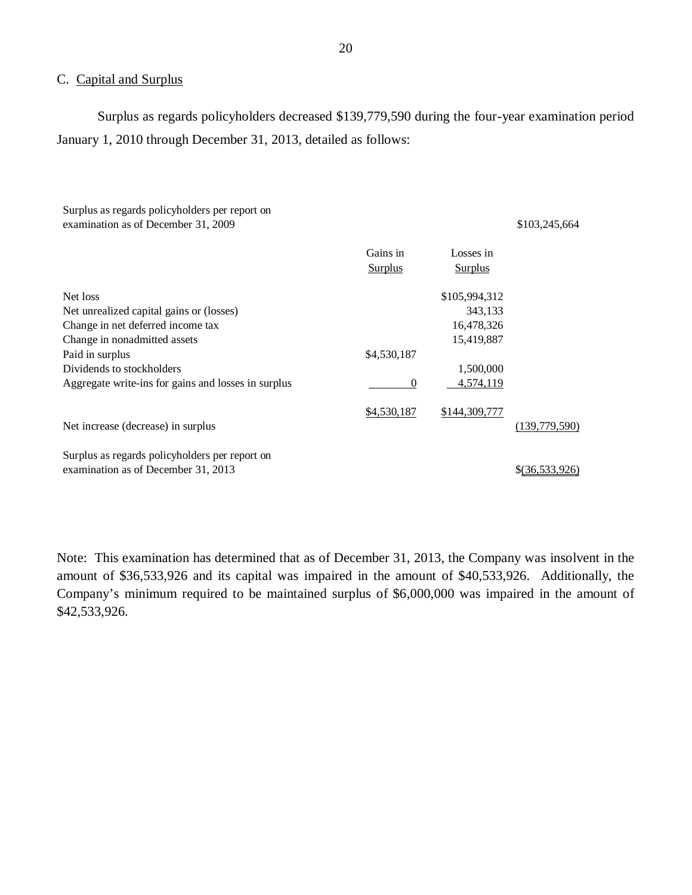## C. Capital and Surplus

Surplus as regards policyholders decreased $139,779,590 during the four-year examination period January 1, 2010 through December 31, 2013, detailed as follows:

| | Gains in Surplus | Losses in Surplus | |
|---|---|---|---|
| Surplus as regards policyholders per report on examination as of December 31, 2009 | | | $103,245,664 |
| Net loss | | $105,994,312 | |
| Net unrealized capital gains or (losses) | | 343,133 | |
| Change in net deferred income tax | | 16,478,326 | |
| Change in nonadmitted assets | | 15,419,887 | |
| Paid in surplus | $4,530,187 | | |
| Dividends to stockholders | | 1,500,000 | |
| Aggregate write-ins for gains and losses in surplus | 0 | 4,574,119 | |
| | $4,530,187 | $144,309,777 | |
| Net increase (decrease) in surplus | | | (139,779,590) |
| Surplus as regards policyholders per report on examination as of December 31, 2013 | | | $(36,533,926) |

Note: This examination has determined that as of December 31, 2013, the Company was insolvent in the amount of $36,533,926 and its capital was impaired in the amount of $40,533,926. Additionally, the Company's minimum required to be maintained surplus of $6,000,000 was impaired in the amount of $42,533,926.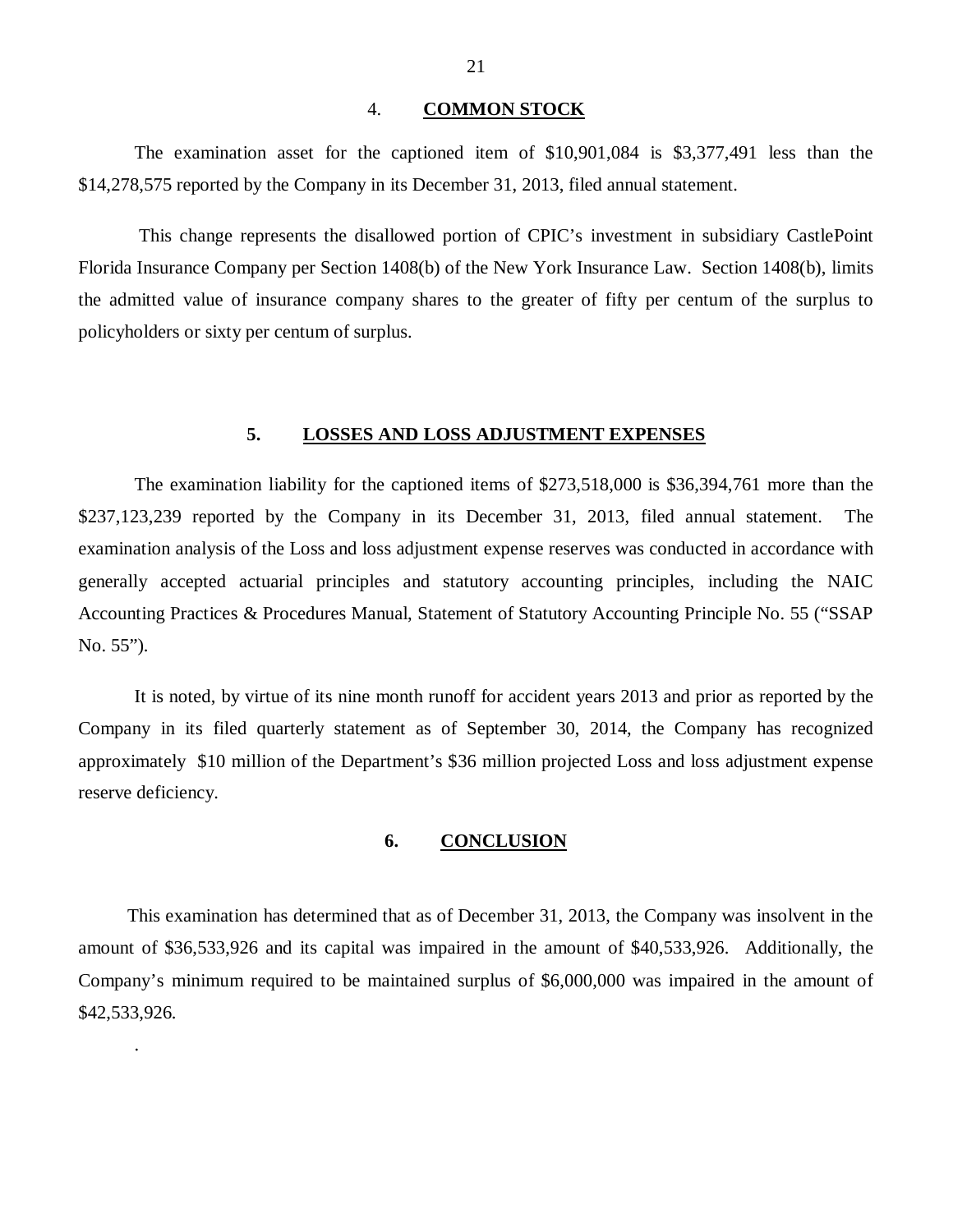## 4. COMMON STOCK

The examination asset for the captioned item of $10,901,084 is $3,377,491 less than the $14,278,575 reported by the Company in its December 31, 2013, filed annual statement.

This change represents the disallowed portion of CPIC's investment in subsidiary CastlePoint Florida Insurance Company per Section 1408(b) of the New York Insurance Law. Section 1408(b), limits the admitted value of insurance company shares to the greater of fifty per centum of the surplus to policyholders or sixty per centum of surplus.

## 5. LOSSES AND LOSS ADJUSTMENT EXPENSES

The examination liability for the captioned items of $273,518,000 is $36,394,761 more than the $237,123,239 reported by the Company in its December 31, 2013, filed annual statement. The examination analysis of the Loss and loss adjustment expense reserves was conducted in accordance with generally accepted actuarial principles and statutory accounting principles, including the NAIC Accounting Practices & Procedures Manual, Statement of Statutory Accounting Principle No. 55 ("SSAP No. 55").

It is noted, by virtue of its nine month runoff for accident years 2013 and prior as reported by the Company in its filed quarterly statement as of September 30, 2014, the Company has recognized approximately $10 million of the Department's $36 million projected Loss and loss adjustment expense reserve deficiency.

## 6. CONCLUSION

This examination has determined that as of December 31, 2013, the Company was insolvent in the amount of $36,533,926 and its capital was impaired in the amount of $40,533,926. Additionally, the Company's minimum required to be maintained surplus of $6,000,000 was impaired in the amount of $42,533,926.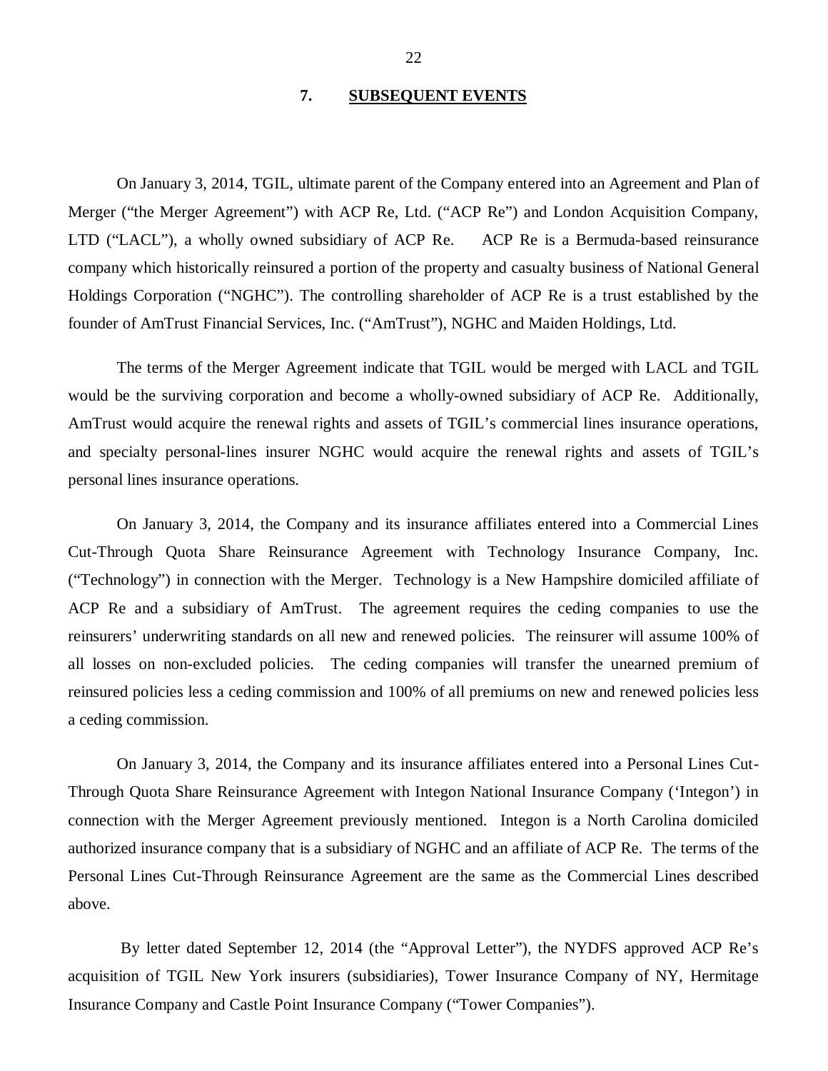## 7. SUBSEQUENT EVENTS

On January 3, 2014, TGIL, ultimate parent of the Company entered into an Agreement and Plan of Merger ("the Merger Agreement") with ACP Re, Ltd. ("ACP Re") and London Acquisition Company, LTD ("LACL"), a wholly owned subsidiary of ACP Re. ACP Re is a Bermuda-based reinsurance company which historically reinsured a portion of the property and casualty business of National General Holdings Corporation ("NGHC"). The controlling shareholder of ACP Re is a trust established by the founder of AmTrust Financial Services, Inc. ("AmTrust"), NGHC and Maiden Holdings, Ltd.

The terms of the Merger Agreement indicate that TGIL would be merged with LACL and TGIL would be the surviving corporation and become a wholly-owned subsidiary of ACP Re. Additionally, AmTrust would acquire the renewal rights and assets of TGIL's commercial lines insurance operations, and specialty personal-lines insurer NGHC would acquire the renewal rights and assets of TGIL's personal lines insurance operations.

On January 3, 2014, the Company and its insurance affiliates entered into a Commercial Lines Cut-Through Quota Share Reinsurance Agreement with Technology Insurance Company, Inc. ("Technology") in connection with the Merger. Technology is a New Hampshire domiciled affiliate of ACP Re and a subsidiary of AmTrust. The agreement requires the ceding companies to use the reinsurers' underwriting standards on all new and renewed policies. The reinsurer will assume 100% of all losses on non-excluded policies. The ceding companies will transfer the unearned premium of reinsured policies less a ceding commission and 100% of all premiums on new and renewed policies less a ceding commission.

On January 3, 2014, the Company and its insurance affiliates entered into a Personal Lines Cut-Through Quota Share Reinsurance Agreement with Integon National Insurance Company ('Integon') in connection with the Merger Agreement previously mentioned. Integon is a North Carolina domiciled authorized insurance company that is a subsidiary of NGHC and an affiliate of ACP Re. The terms of the Personal Lines Cut-Through Reinsurance Agreement are the same as the Commercial Lines described above.

By letter dated September 12, 2014 (the "Approval Letter"), the NYDFS approved ACP Re's acquisition of TGIL New York insurers (subsidiaries), Tower Insurance Company of NY, Hermitage Insurance Company and Castle Point Insurance Company ("Tower Companies").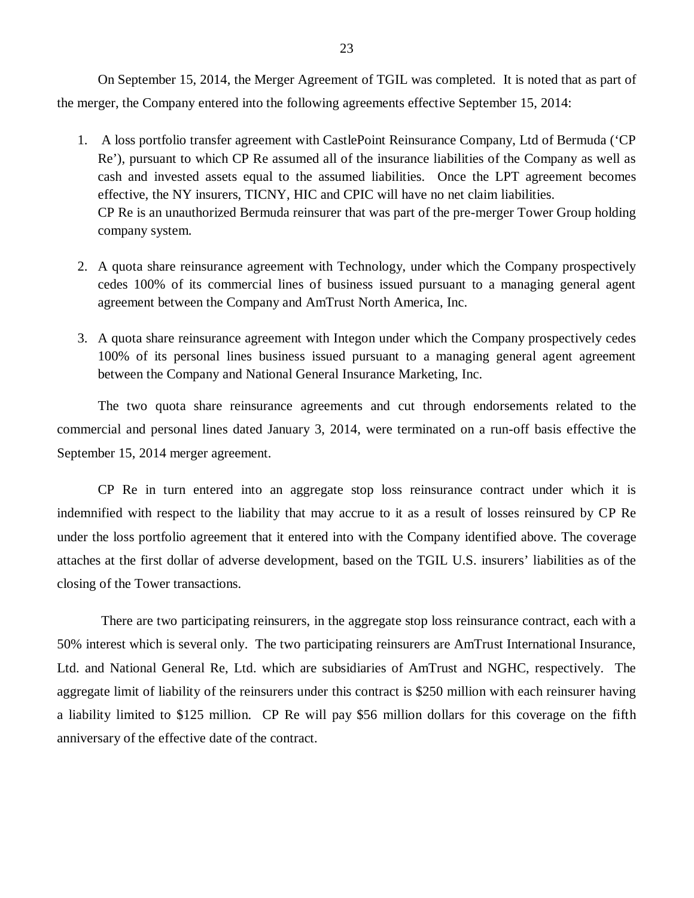On September 15, 2014, the Merger Agreement of TGIL was completed. It is noted that as part of the merger, the Company entered into the following agreements effective September 15, 2014:

1. A loss portfolio transfer agreement with CastlePoint Reinsurance Company, Ltd of Bermuda ('CP Re'), pursuant to which CP Re assumed all of the insurance liabilities of the Company as well as cash and invested assets equal to the assumed liabilities. Once the LPT agreement becomes effective, the NY insurers, TICNY, HIC and CPIC will have no net claim liabilities.
   CP Re is an unauthorized Bermuda reinsurer that was part of the pre-merger Tower Group holding company system.

2. A quota share reinsurance agreement with Technology, under which the Company prospectively cedes 100% of its commercial lines of business issued pursuant to a managing general agent agreement between the Company and AmTrust North America, Inc.

3. A quota share reinsurance agreement with Integon under which the Company prospectively cedes 100% of its personal lines business issued pursuant to a managing general agent agreement between the Company and National General Insurance Marketing, Inc.

The two quota share reinsurance agreements and cut through endorsements related to the commercial and personal lines dated January 3, 2014, were terminated on a run-off basis effective the September 15, 2014 merger agreement.

CP Re in turn entered into an aggregate stop loss reinsurance contract under which it is indemnified with respect to the liability that may accrue to it as a result of losses reinsured by CP Re under the loss portfolio agreement that it entered into with the Company identified above. The coverage attaches at the first dollar of adverse development, based on the TGIL U.S. insurers' liabilities as of the closing of the Tower transactions.

There are two participating reinsurers, in the aggregate stop loss reinsurance contract, each with a 50% interest which is several only. The two participating reinsurers are AmTrust International Insurance, Ltd. and National General Re, Ltd. which are subsidiaries of AmTrust and NGHC, respectively. The aggregate limit of liability of the reinsurers under this contract is $250 million with each reinsurer having a liability limited to $125 million. CP Re will pay $56 million dollars for this coverage on the fifth anniversary of the effective date of the contract.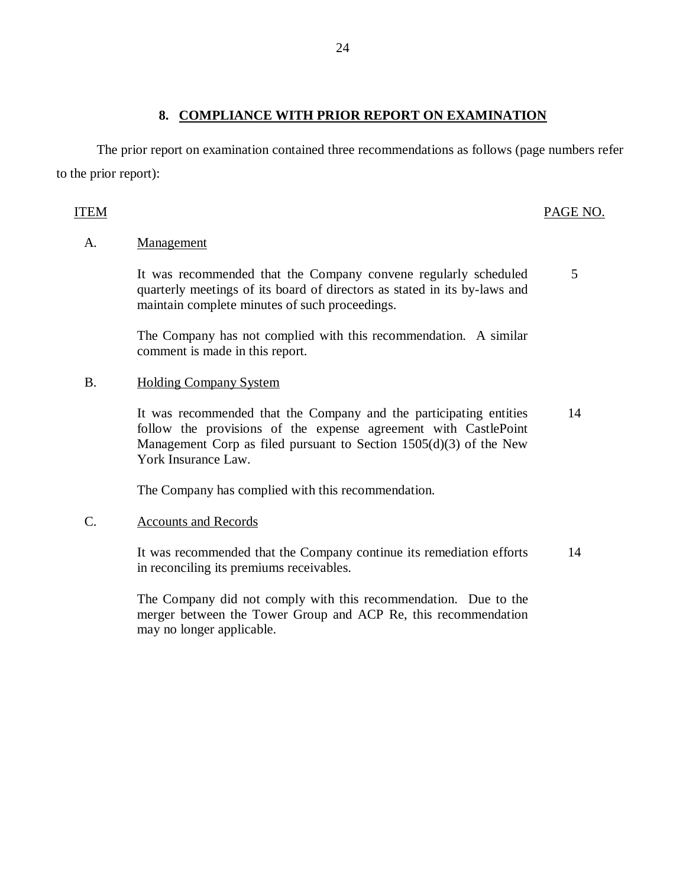## 8. COMPLIANCE WITH PRIOR REPORT ON EXAMINATION

The prior report on examination contained three recommendations as follows (page numbers refer to the prior report):

| ITEM | | PAGE NO. |
|---|---|---|
| A. | Management | |
| | It was recommended that the Company convene regularly scheduled quarterly meetings of its board of directors as stated in its by-laws and maintain complete minutes of such proceedings. | 5 |
| | The Company has not complied with this recommendation. A similar comment is made in this report. | |
| B. | Holding Company System | |
| | It was recommended that the Company and the participating entities follow the provisions of the expense agreement with CastlePoint Management Corp as filed pursuant to Section 1505(d)(3) of the New York Insurance Law. | 14 |
| | The Company has complied with this recommendation. | |
| C. | Accounts and Records | |
| | It was recommended that the Company continue its remediation efforts in reconciling its premiums receivables. | 14 |
| | The Company did not comply with this recommendation. Due to the merger between the Tower Group and ACP Re, this recommendation may no longer applicable. | |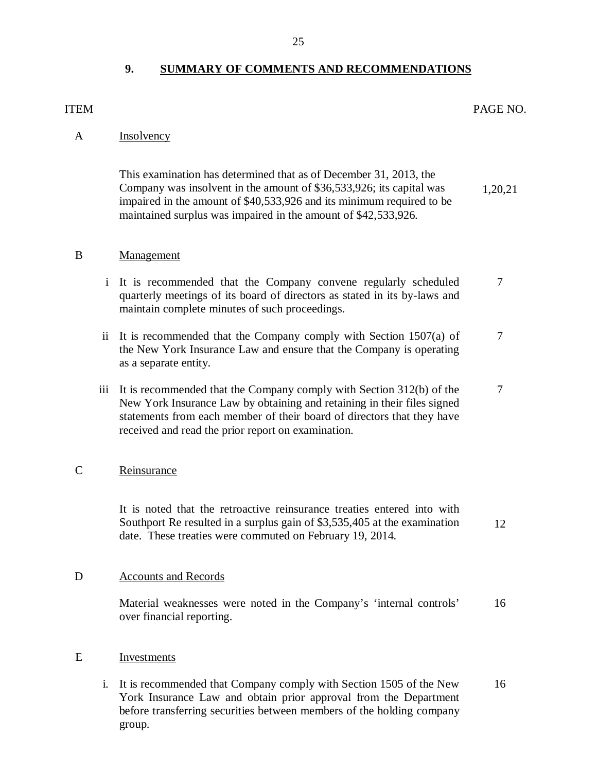## 9. SUMMARY OF COMMENTS AND RECOMMENDATIONS

| ITEM | | | PAGE NO. |
|---|---|---|---|
| A | | Insolvency | |
| | | This examination has determined that as of December 31, 2013, the Company was insolvent in the amount of $36,533,926; its capital was impaired in the amount of $40,533,926 and its minimum required to be maintained surplus was impaired in the amount of $42,533,926. | 1,20,21 |
| B | | Management | |
| | i | It is recommended that the Company convene regularly scheduled quarterly meetings of its board of directors as stated in its by-laws and maintain complete minutes of such proceedings. | 7 |
| | ii | It is recommended that the Company comply with Section 1507(a) of the New York Insurance Law and ensure that the Company is operating as a separate entity. | 7 |
| | iii | It is recommended that the Company comply with Section 312(b) of the New York Insurance Law by obtaining and retaining in their files signed statements from each member of their board of directors that they have received and read the prior report on examination. | 7 |
| C | | Reinsurance | |
| | | It is noted that the retroactive reinsurance treaties entered into with Southport Re resulted in a surplus gain of $3,535,405 at the examination date. These treaties were commuted on February 19, 2014. | 12 |
| D | | Accounts and Records | |
| | | Material weaknesses were noted in the Company's 'internal controls' over financial reporting. | 16 |
| E | | Investments | |
| | i. | It is recommended that Company comply with Section 1505 of the New York Insurance Law and obtain prior approval from the Department before transferring securities between members of the holding company group. | 16 |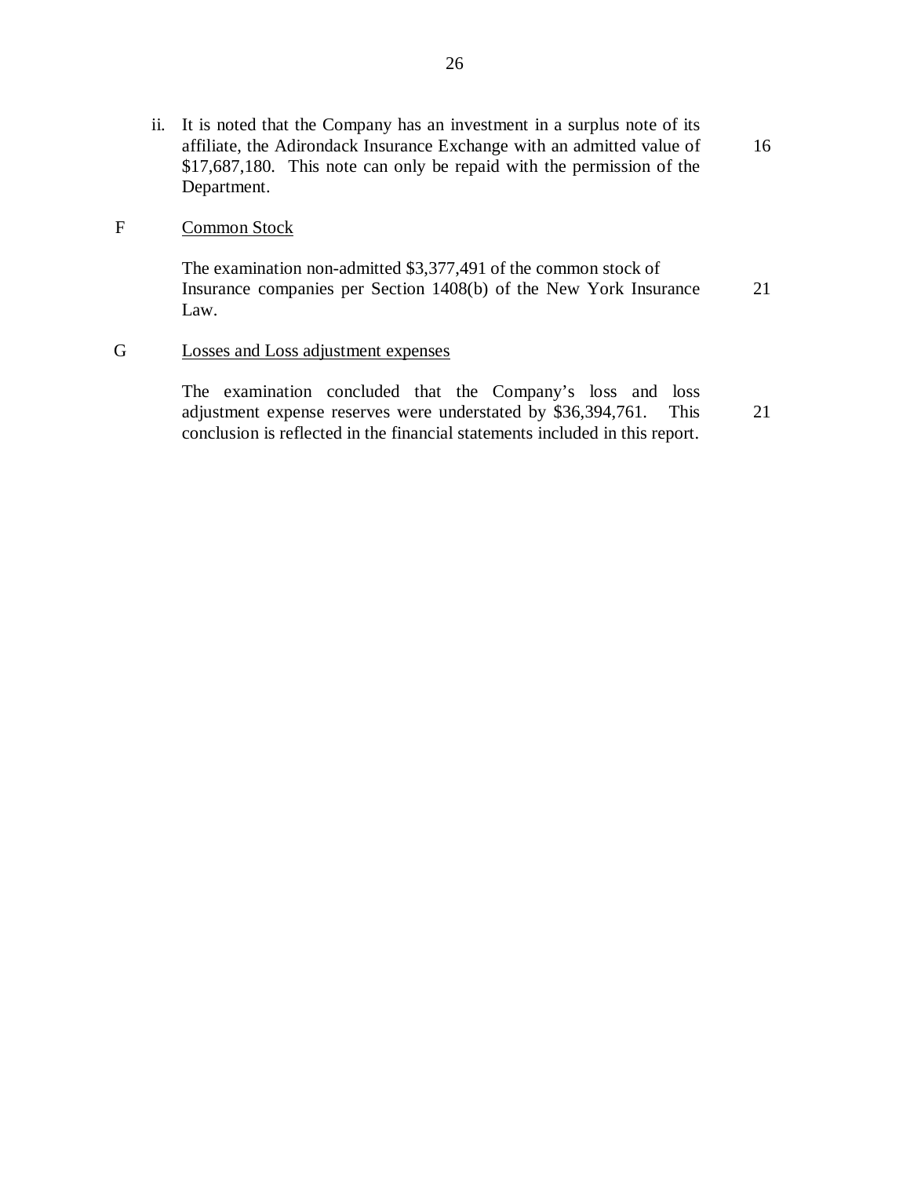| | | Page No. |
|---|---|---|
| | ii. It is noted that the Company has an investment in a surplus note of its affiliate, the Adirondack Insurance Exchange with an admitted value of $17,687,180. This note can only be repaid with the permission of the Department. | 16 |
| F | <u>Common Stock</u> | |
| | The examination non-admitted $3,377,491 of the common stock of Insurance companies per Section 1408(b) of the New York Insurance Law. | 21 |
| G | <u>Losses and Loss adjustment expenses</u> | |
| | The examination concluded that the Company's loss and loss adjustment expense reserves were understated by $36,394,761. This conclusion is reflected in the financial statements included in this report. | 21 |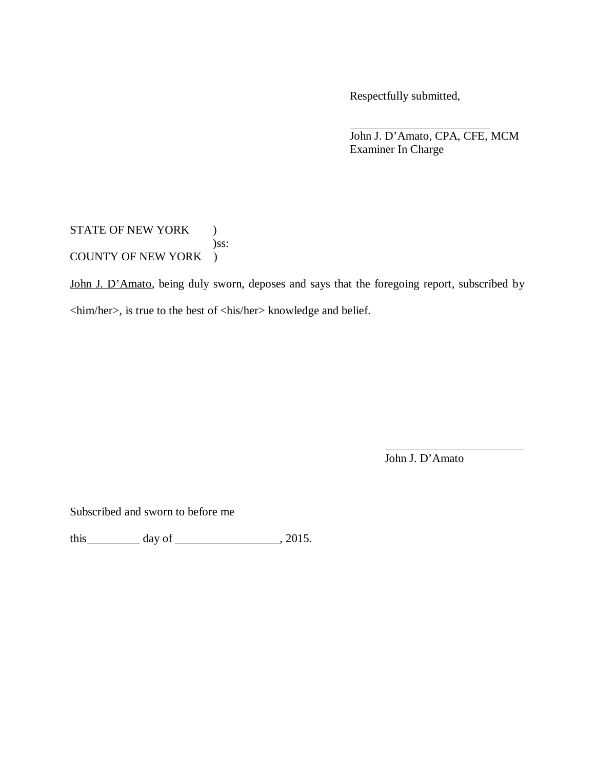Respectfully submitted,

\_\_\_\_\_\_\_\_\_\_\_\_\_\_\_\_\_\_\_\_\_\_\_\_
John J. D'Amato, CPA, CFE, MCM
Examiner In Charge

STATE OF NEW YORK )
)ss:
COUNTY OF NEW YORK )

<u>John J. D'Amato</u>, being duly sworn, deposes and says that the foregoing report, subscribed by <him/her>, is true to the best of <his/her> knowledge and belief.

\_\_\_\_\_\_\_\_\_\_\_\_\_\_\_\_\_\_\_\_\_\_\_\_
John J. D'Amato

Subscribed and sworn to before me

this\_\_\_\_\_\_\_\_\_\_ day of \_\_\_\_\_\_\_\_\_\_\_\_\_\_\_\_\_\_, 2015.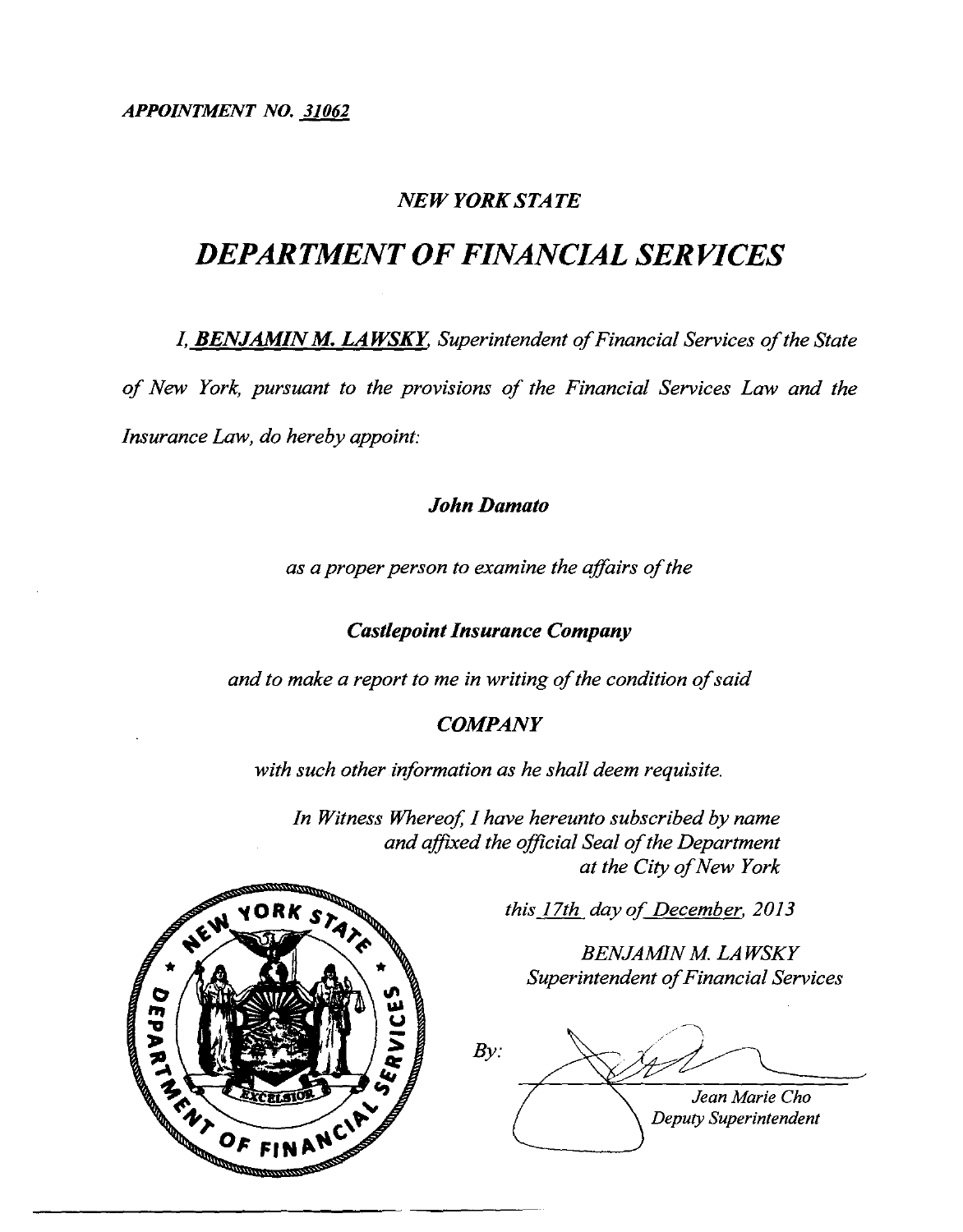*APPOINTMENT NO. 31062*

*NEW YORK STATE*

# *DEPARTMENT OF FINANCIAL SERVICES*

*I, **BENJAMIN M. LAWSKY**, Superintendent of Financial Services of the State of New York, pursuant to the provisions of the Financial Services Law and the Insurance Law, do hereby appoint:*

***John Damato***

*as a proper person to examine the affairs of the*

***Castlepoint Insurance Company***

*and to make a report to me in writing of the condition of said*

***COMPANY***

*with such other information as he shall deem requisite.*

*In Witness Whereof, I have hereunto subscribed by name and affixed the official Seal of the Department at the City of New York*

*this 17th day of December, 2013*

*BENJAMIN M. LAWSKY*
*Superintendent of Financial Services*

*By:*

*Jean Marie Cho*
*Deputy Superintendent*